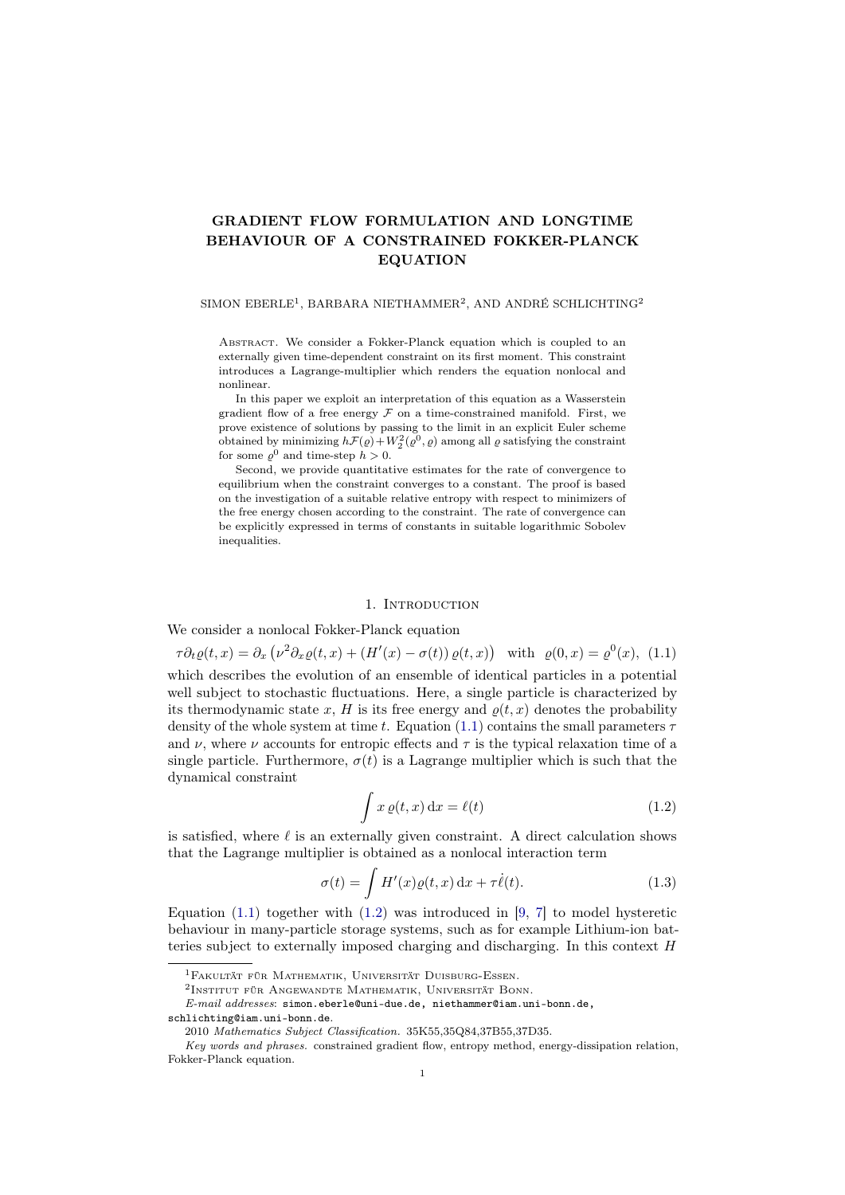# GRADIENT FLOW FORMULATION AND LONGTIME BEHAVIOUR OF A CONSTRAINED FOKKER-PLANCK EQUATION

SIMON EBERLE[1], BARBARA NIETHAMMER[2], AND ANDRÉ SCHLICHTING[2]

ABSTRACT. We consider a Fokker-Planck equation which is coupled to an externally given time-dependent constraint on its first moment. This constraint introduces a Lagrange-multiplier which renders the equation nonlocal and nonlinear.

In this paper we exploit an interpretation of this equation as a Wasserstein gradient flow of a free energy $\mathcal{F}$ on a time-constrained manifold. First, we prove existence of solutions by passing to the limit in an explicit Euler scheme obtained by minimizing $h\mathcal{F}(\varrho) + W_2^2(\varrho^0, \varrho)$ among all $\varrho$ satisfying the constraint for some $\varrho^0$ and time-step $h > 0$.

Second, we provide quantitative estimates for the rate of convergence to equilibrium when the constraint converges to a constant. The proof is based on the investigation of a suitable relative entropy with respect to minimizers of the free energy chosen according to the constraint. The rate of convergence can be explicitly expressed in terms of constants in suitable logarithmic Sobolev inequalities.

## 1. INTRODUCTION

We consider a nonlocal Fokker-Planck equation

$$\tau\partial_t\varrho(t,x) = \partial_x\left(\nu^2\partial_x\varrho(t,x) + (H'(x) - \sigma(t))\,\varrho(t,x)\right) \quad \text{with} \quad \varrho(0,x) = \varrho^0(x), \quad (1.1)$$

which describes the evolution of an ensemble of identical particles in a potential well subject to stochastic fluctuations. Here, a single particle is characterized by its thermodynamic state $x$, $H$ is its free energy and $\varrho(t,x)$ denotes the probability density of the whole system at time $t$. Equation (1.1) contains the small parameters $\tau$ and $\nu$, where $\nu$ accounts for entropic effects and $\tau$ is the typical relaxation time of a single particle. Furthermore, $\sigma(t)$ is a Lagrange multiplier which is such that the dynamical constraint

$$\int x\,\varrho(t,x)\,\mathrm{d}x = \ell(t) \quad (1.2)$$

is satisfied, where $\ell$ is an externally given constraint. A direct calculation shows that the Lagrange multiplier is obtained as a nonlocal interaction term

$$\sigma(t) = \int H'(x)\varrho(t,x)\,\mathrm{d}x + \tau\dot{\ell}(t). \quad (1.3)$$

Equation (1.1) together with (1.2) was introduced in [9, 7] to model hysteretic behaviour in many-particle storage systems, such as for example Lithium-ion batteries subject to externally imposed charging and discharging. In this context $H$

---

[1] FAKULTÄT FÜR MATHEMATIK, UNIVERSITÄT DUISBURG-ESSEN.

[2] INSTITUT FÜR ANGEWANDTE MATHEMATIK, UNIVERSITÄT BONN.

*E-mail addresses*: simon.eberle@uni-due.de, niethammer@iam.uni-bonn.de, schlichting@iam.uni-bonn.de.

2010 *Mathematics Subject Classification.* 35K55,35Q84,37B55,37D35.

*Key words and phrases.* constrained gradient flow, entropy method, energy-dissipation relation, Fokker-Planck equation.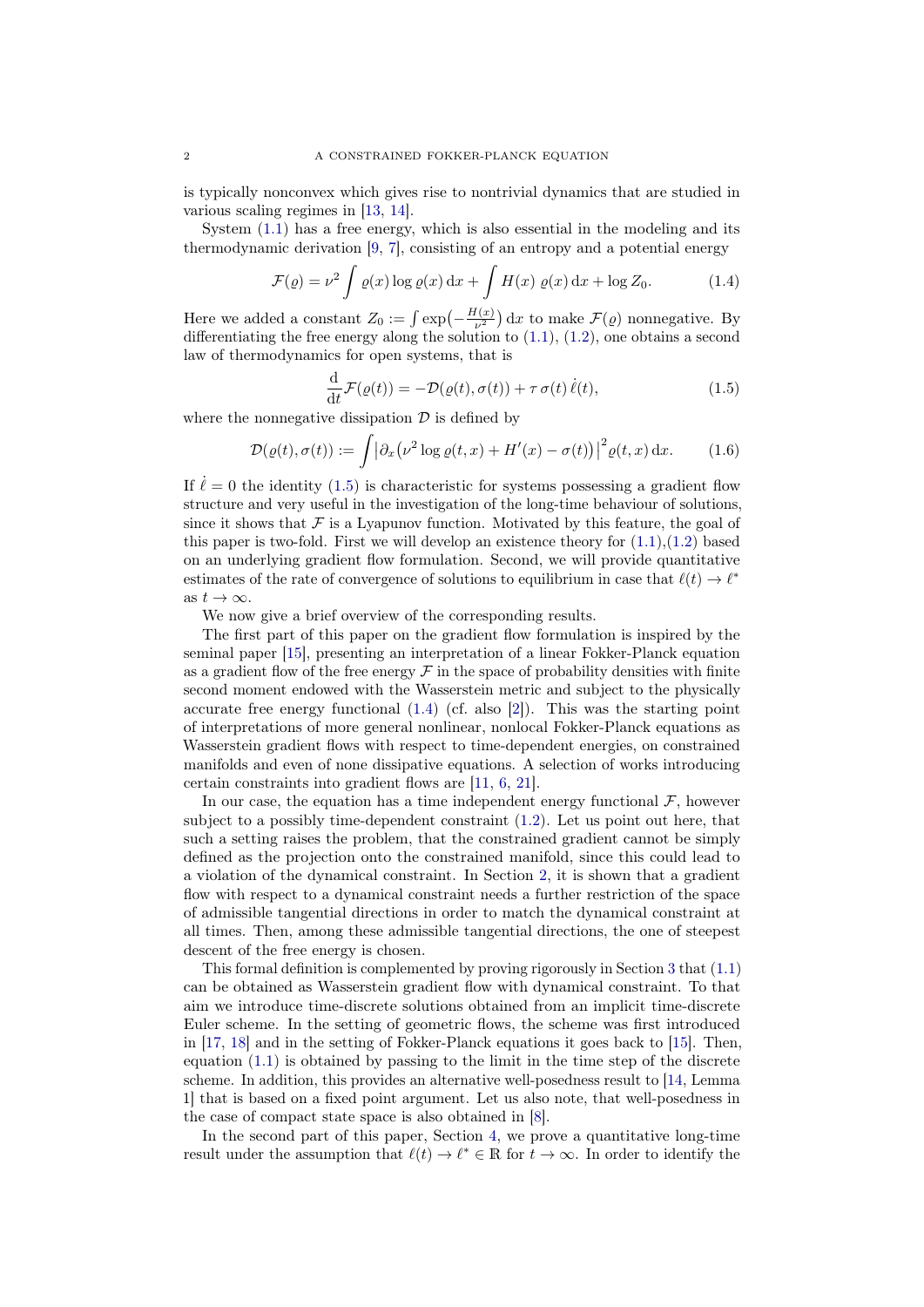is typically nonconvex which gives rise to nontrivial dynamics that are studied in various scaling regimes in [13, 14].

System (1.1) has a free energy, which is also essential in the modeling and its thermodynamic derivation [9, 7], consisting of an entropy and a potential energy

$$\mathcal{F}(\varrho) = \nu^2 \int \varrho(x) \log \varrho(x) \,\mathrm{d}x + \int H(x)\ \varrho(x) \,\mathrm{d}x + \log Z_0. \tag{1.4}$$

Here we added a constant $Z_0 := \int \exp\big(-\frac{H(x)}{\nu^2}\big)\,\mathrm{d}x$ to make $\mathcal{F}(\varrho)$ nonnegative. By differentiating the free energy along the solution to (1.1), (1.2), one obtains a second law of thermodynamics for open systems, that is

$$\frac{\mathrm{d}}{\mathrm{dt}}\mathcal{F}(\varrho(t)) = -\mathcal{D}(\varrho(t), \sigma(t)) + \tau\, \sigma(t)\, \dot{\ell}(t), \tag{1.5}$$

where the nonnegative dissipation $\mathcal{D}$ is defined by

$$\mathcal{D}(\varrho(t), \sigma(t)) := \int \big|\partial_x\big(\nu^2 \log \varrho(t,x) + H'(x) - \sigma(t)\big)\big|^2 \varrho(t,x)\,\mathrm{d}x. \tag{1.6}$$

If $\dot{\ell} = 0$ the identity (1.5) is characteristic for systems possessing a gradient flow structure and very useful in the investigation of the long-time behaviour of solutions, since it shows that $\mathcal{F}$ is a Lyapunov function. Motivated by this feature, the goal of this paper is two-fold. First we will develop an existence theory for (1.1),(1.2) based on an underlying gradient flow formulation. Second, we will provide quantitative estimates of the rate of convergence of solutions to equilibrium in case that $\ell(t) \to \ell^*$ as $t \to \infty$.

We now give a brief overview of the corresponding results.

The first part of this paper on the gradient flow formulation is inspired by the seminal paper [15], presenting an interpretation of a linear Fokker-Planck equation as a gradient flow of the free energy $\mathcal{F}$ in the space of probability densities with finite second moment endowed with the Wasserstein metric and subject to the physically accurate free energy functional (1.4) (cf. also [2]). This was the starting point of interpretations of more general nonlinear, nonlocal Fokker-Planck equations as Wasserstein gradient flows with respect to time-dependent energies, on constrained manifolds and even of none dissipative equations. A selection of works introducing certain constraints into gradient flows are [11, 6, 21].

In our case, the equation has a time independent energy functional $\mathcal{F}$, however subject to a possibly time-dependent constraint (1.2). Let us point out here, that such a setting raises the problem, that the constrained gradient cannot be simply defined as the projection onto the constrained manifold, since this could lead to a violation of the dynamical constraint. In Section 2, it is shown that a gradient flow with respect to a dynamical constraint needs a further restriction of the space of admissible tangential directions in order to match the dynamical constraint at all times. Then, among these admissible tangential directions, the one of steepest descent of the free energy is chosen.

This formal definition is complemented by proving rigorously in Section 3 that (1.1) can be obtained as Wasserstein gradient flow with dynamical constraint. To that aim we introduce time-discrete solutions obtained from an implicit time-discrete Euler scheme. In the setting of geometric flows, the scheme was first introduced in [17, 18] and in the setting of Fokker-Planck equations it goes back to [15]. Then, equation (1.1) is obtained by passing to the limit in the time step of the discrete scheme. In addition, this provides an alternative well-posedness result to [14, Lemma 1] that is based on a fixed point argument. Let us also note, that well-posedness in the case of compact state space is also obtained in [8].

In the second part of this paper, Section 4, we prove a quantitative long-time result under the assumption that $\ell(t) \to \ell^* \in \mathbb{R}$ for $t \to \infty$. In order to identify the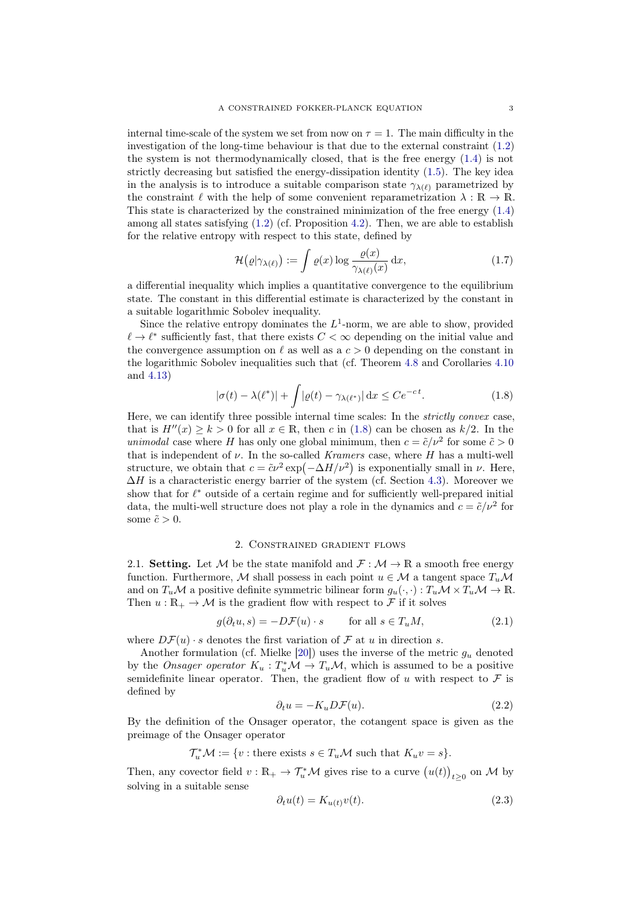internal time-scale of the system we set from now on $\tau = 1$. The main difficulty in the investigation of the long-time behaviour is that due to the external constraint (1.2) the system is not thermodynamically closed, that is the free energy (1.4) is not strictly decreasing but satisfied the energy-dissipation identity (1.5). The key idea in the analysis is to introduce a suitable comparison state $\gamma_{\lambda(\ell)}$ parametrized by the constraint $\ell$ with the help of some convenient reparametrization $\lambda : \mathbb{R} \to \mathbb{R}$. This state is characterized by the constrained minimization of the free energy (1.4) among all states satisfying (1.2) (cf. Proposition 4.2). Then, we are able to establish for the relative entropy with respect to this state, defined by

$$
\mathcal{H}\big(\varrho|\gamma_{\lambda(\ell)}\big) := \int \varrho(x) \log \frac{\varrho(x)}{\gamma_{\lambda(\ell)}(x)} \,\mathrm{d}x, \tag{1.7}
$$

a differential inequality which implies a quantitative convergence to the equilibrium state. The constant in this differential estimate is characterized by the constant in a suitable logarithmic Sobolev inequality.

Since the relative entropy dominates the $L^1$-norm, we are able to show, provided $\ell \to \ell^*$ sufficiently fast, that there exists $C < \infty$ depending on the initial value and the convergence assumption on $\ell$ as well as a $c > 0$ depending on the constant in the logarithmic Sobolev inequalities such that (cf. Theorem 4.8 and Corollaries 4.10 and 4.13)

$$
|\sigma(t) - \lambda(\ell^*)| + \int |\varrho(t) - \gamma_{\lambda(\ell^*)}| \,\mathrm{d}x \leq C e^{-c\,t}. \tag{1.8}
$$

Here, we can identify three possible internal time scales: In the *strictly convex* case, that is $H''(x) \geq k > 0$ for all $x \in \mathbb{R}$, then $c$ in (1.8) can be chosen as $k/2$. In the *unimodal* case where $H$ has only one global minimum, then $c = \tilde{c}/\nu^2$ for some $\tilde{c} > 0$ that is independent of $\nu$. In the so-called *Kramers* case, where $H$ has a multi-well structure, we obtain that $c = \tilde{c}\nu^2 \exp\big(-\Delta H/\nu^2\big)$ is exponentially small in $\nu$. Here, $\Delta H$ is a characteristic energy barrier of the system (cf. Section 4.3). Moreover we show that for $\ell^*$ outside of a certain regime and for sufficiently well-prepared initial data, the multi-well structure does not play a role in the dynamics and $c = \tilde{c}/\nu^2$ for some $\tilde{c} > 0$.

## 2. Constrained gradient flows

2.1. **Setting.** Let $\mathcal{M}$ be the state manifold and $\mathcal{F} : \mathcal{M} \to \mathbb{R}$ a smooth free energy function. Furthermore, $\mathcal{M}$ shall possess in each point $u \in \mathcal{M}$ a tangent space $T_u\mathcal{M}$ and on $T_u\mathcal{M}$ a positive definite symmetric bilinear form $g_u(\cdot,\cdot) : T_u\mathcal{M} \times T_u\mathcal{M} \to \mathbb{R}$. Then $u : \mathbb{R}_+ \to \mathcal{M}$ is the gradient flow with respect to $\mathcal{F}$ if it solves

$$
g(\partial_t u, s) = -D\mathcal{F}(u) \cdot s \qquad \text{for all } s \in T_u M, \tag{2.1}
$$

where $D\mathcal{F}(u) \cdot s$ denotes the first variation of $\mathcal{F}$ at $u$ in direction $s$.

Another formulation (cf. Mielke [20]) uses the inverse of the metric $g_u$ denoted by the *Onsager operator* $K_u : T_u^*\mathcal{M} \to T_u\mathcal{M}$, which is assumed to be a positive semidefinite linear operator. Then, the gradient flow of $u$ with respect to $\mathcal{F}$ is defined by

$$
\partial_t u = -K_u D\mathcal{F}(u). \tag{2.2}
$$

By the definition of the Onsager operator, the cotangent space is given as the preimage of the Onsager operator

$$
\mathcal{T}_u^*\mathcal{M} := \{v : \text{there exists } s \in T_u\mathcal{M} \text{ such that } K_u v = s\}.
$$

Then, any covector field $v : \mathbb{R}_+ \to \mathcal{T}_u^*\mathcal{M}$ gives rise to a curve $\big(u(t)\big)_{t\geq 0}$ on $\mathcal{M}$ by solving in a suitable sense

$$
\partial_t u(t) = K_{u(t)} v(t). \tag{2.3}
$$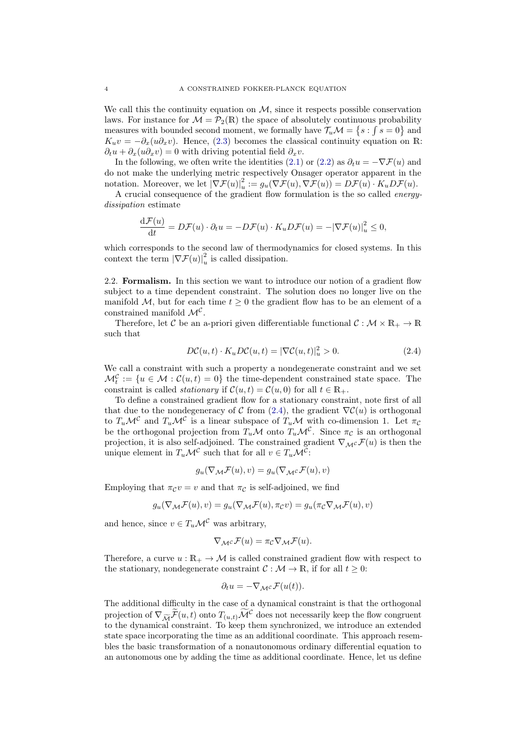We call this the continuity equation on $\mathcal{M}$, since it respects possible conservation laws. For instance for $\mathcal{M} = \mathcal{P}_2(\mathbb{R})$ the space of absolutely continuous probability measures with bounded second moment, we formally have $\mathcal{T}_u\mathcal{M} = \{s : \int s = 0\}$ and $K_u v = -\partial_x(u\partial_x v)$. Hence, (2.3) becomes the classical continuity equation on $\mathbb{R}$: $\partial_t u + \partial_x(u\partial_x v) = 0$ with driving potential field $\partial_x v$.

In the following, we often write the identities (2.1) or (2.2) as $\partial_t u = -\nabla\mathcal{F}(u)$ and do not make the underlying metric respectively Onsager operator apparent in the notation. Moreover, we let $|\nabla\mathcal{F}(u)|_u^2 := g_u(\nabla\mathcal{F}(u), \nabla\mathcal{F}(u)) = D\mathcal{F}(u)\cdot K_u D\mathcal{F}(u)$.

A crucial consequence of the gradient flow formulation is the so called *energy-dissipation* estimate

$$\frac{\mathrm{d}\mathcal{F}(u)}{\mathrm{d}t} = D\mathcal{F}(u)\cdot\partial_t u = -D\mathcal{F}(u)\cdot K_u D\mathcal{F}(u) = -|\nabla\mathcal{F}(u)|_u^2 \le 0,$$

which corresponds to the second law of thermodynamics for closed systems. In this context the term $|\nabla\mathcal{F}(u)|_u^2$ is called dissipation.

2.2. **Formalism.** In this section we want to introduce our notion of a gradient flow subject to a time dependent constraint. The solution does no longer live on the manifold $\mathcal{M}$, but for each time $t \ge 0$ the gradient flow has to be an element of a constrained manifold $\mathcal{M}^{\mathcal{C}}$.

Therefore, let $\mathcal{C}$ be an a-priori given differentiable functional $\mathcal{C} : \mathcal{M}\times\mathbb{R}_+ \to \mathbb{R}$ such that

$$D\mathcal{C}(u,t)\cdot K_u D\mathcal{C}(u,t) = |\nabla\mathcal{C}(u,t)|_u^2 > 0. \tag{2.4}$$

We call a constraint with such a property a nondegenerate constraint and we set $\mathcal{M}_t^{\mathcal{C}} := \{u \in \mathcal{M} : \mathcal{C}(u,t) = 0\}$ the time-dependent constrained state space. The constraint is called *stationary* if $\mathcal{C}(u,t) = \mathcal{C}(u,0)$ for all $t \in \mathbb{R}_+$.

To define a constrained gradient flow for a stationary constraint, note first of all that due to the nondegeneracy of $\mathcal{C}$ from (2.4), the gradient $\nabla\mathcal{C}(u)$ is orthogonal to $T_u\mathcal{M}^{\mathcal{C}}$ and $T_u\mathcal{M}^{\mathcal{C}}$ is a linear subspace of $T_u\mathcal{M}$ with co-dimension 1. Let $\pi_{\mathcal{C}}$ be the orthogonal projection from $T_u\mathcal{M}$ onto $T_u\mathcal{M}^{\mathcal{C}}$. Since $\pi_{\mathcal{C}}$ is an orthogonal projection, it is also self-adjoined. The constrained gradient $\nabla_{\mathcal{M}^{\mathcal{C}}}\mathcal{F}(u)$ is then the unique element in $T_u\mathcal{M}^{\mathcal{C}}$ such that for all $v \in T_u\mathcal{M}^{\mathcal{C}}$:

$$g_u(\nabla_{\mathcal{M}}\mathcal{F}(u), v) = g_u(\nabla_{\mathcal{M}^{\mathcal{C}}}\mathcal{F}(u), v)$$

Employing that $\pi_{\mathcal{C}} v = v$ and that $\pi_{\mathcal{C}}$ is self-adjoined, we find

$$g_u(\nabla_{\mathcal{M}}\mathcal{F}(u), v) = g_u(\nabla_{\mathcal{M}}\mathcal{F}(u), \pi_{\mathcal{C}} v) = g_u(\pi_{\mathcal{C}}\nabla_{\mathcal{M}}\mathcal{F}(u), v)$$

and hence, since $v \in T_u\mathcal{M}^{\mathcal{C}}$ was arbitrary,

$$\nabla_{\mathcal{M}^{\mathcal{C}}}\mathcal{F}(u) = \pi_{\mathcal{C}}\nabla_{\mathcal{M}}\mathcal{F}(u).$$

Therefore, a curve $u : \mathbb{R}_+ \to \mathcal{M}$ is called constrained gradient flow with respect to the stationary, nondegenerate constraint $\mathcal{C} : \mathcal{M} \to \mathbb{R}$, if for all $t \ge 0$:

$$\partial_t u = -\nabla_{\mathcal{M}^{\mathcal{C}}}\mathcal{F}(u(t)).$$

The additional difficulty in the case of a dynamical constraint is that the orthogonal projection of $\nabla_{\widetilde{\mathcal{M}}}\widetilde{\mathcal{F}}(u,t)$ onto $T_{(u,t)}\widetilde{\mathcal{M}}^{\mathcal{C}}$ does not necessarily keep the flow congruent to the dynamical constraint. To keep them synchronized, we introduce an extended state space incorporating the time as an additional coordinate. This approach resembles the basic transformation of a nonautonomous ordinary differential equation to an autonomous one by adding the time as additional coordinate. Hence, let us define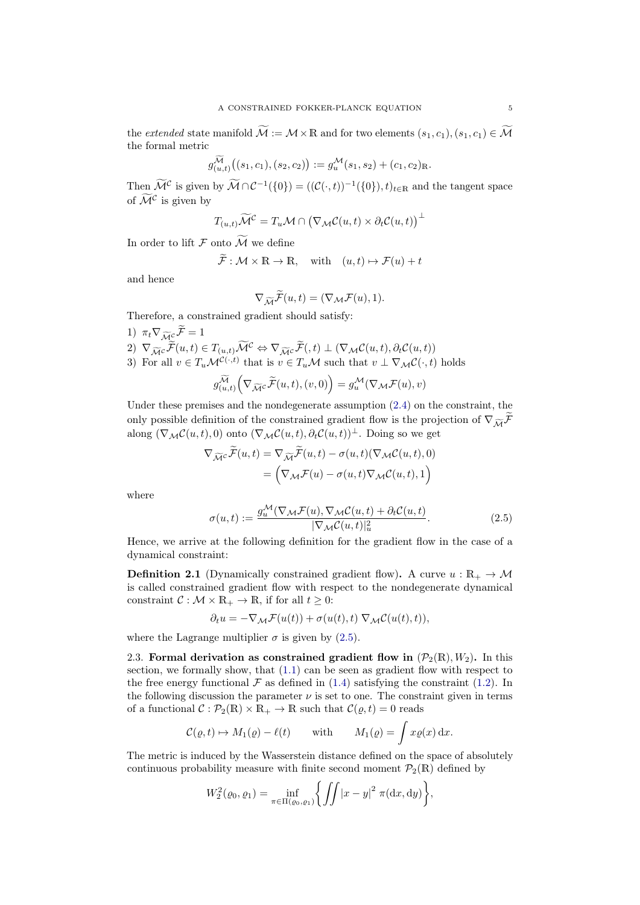the *extended* state manifold $\widetilde{\mathcal{M}} := \mathcal{M} \times \mathbb{R}$ and for two elements $(s_1, c_1), (s_1, c_1) \in \widetilde{\mathcal{M}}$ the formal metric

$$g^{\widetilde{\mathcal{M}}}_{(u,t)}\big((s_1, c_1), (s_2, c_2)\big) := g^{\mathcal{M}}_u(s_1, s_2) + (c_1, c_2)_{\mathbb{R}}.$$

Then $\widetilde{\mathcal{M}}^{\mathcal{C}}$ is given by $\widetilde{\mathcal{M}} \cap \mathcal{C}^{-1}(\{0\}) = ((\mathcal{C}(\cdot, t))^{-1}(\{0\}), t)_{t\in\mathbb{R}}$ and the tangent space of $\widetilde{\mathcal{M}}^{\mathcal{C}}$ is given by

$$T_{(u,t)}\widetilde{\mathcal{M}}^{\mathcal{C}} = T_u\mathcal{M} \cap \big(\nabla_{\mathcal{M}}\mathcal{C}(u,t) \times \partial_t\mathcal{C}(u,t)\big)^{\perp}$$

In order to lift $\mathcal{F}$ onto $\widetilde{\mathcal{M}}$ we define

$$\widetilde{\mathcal{F}} : \mathcal{M} \times \mathbb{R} \to \mathbb{R}, \quad \text{with} \quad (u,t) \mapsto \mathcal{F}(u) + t$$

and hence

$$\nabla_{\widetilde{\mathcal{M}}}\widetilde{\mathcal{F}}(u,t) = (\nabla_{\mathcal{M}}\mathcal{F}(u), 1).$$

Therefore, a constrained gradient should satisfy:

1) $\pi_t \nabla_{\widetilde{\mathcal{M}}^{\mathcal{C}}}\widetilde{\mathcal{F}} = 1$
2) $\nabla_{\widetilde{\mathcal{M}}^{\mathcal{C}}}\widetilde{\mathcal{F}}(u,t) \in T_{(u,t)}\widetilde{\mathcal{M}}^{\mathcal{C}} \Leftrightarrow \nabla_{\widetilde{\mathcal{M}}^{\mathcal{C}}}\widetilde{\mathcal{F}}(,t) \perp (\nabla_{\mathcal{M}}\mathcal{C}(u,t), \partial_t\mathcal{C}(u,t))$
3) For all $v \in T_u\mathcal{M}^{\mathcal{C}(\cdot,t)}$ that is $v \in T_u\mathcal{M}$ such that $v \perp \nabla_{\mathcal{M}}\mathcal{C}(\cdot, t)$ holds

$$g^{\widetilde{\mathcal{M}}}_{(u,t)}\Big(\nabla_{\widetilde{\mathcal{M}}^{\mathcal{C}}}\widetilde{\mathcal{F}}(u,t), (v, 0)\Big) = g^{\mathcal{M}}_u(\nabla_{\mathcal{M}}\mathcal{F}(u), v)$$

Under these premises and the nondegenerate assumption (2.4) on the constraint, the only possible definition of the constrained gradient flow is the projection of $\nabla_{\widetilde{\mathcal{M}}}\widetilde{\mathcal{F}}$ along $(\nabla_{\mathcal{M}}\mathcal{C}(u,t), 0)$ onto $(\nabla_{\mathcal{M}}\mathcal{C}(u,t), \partial_t\mathcal{C}(u,t))^{\perp}$. Doing so we get

$$\begin{aligned}
\nabla_{\widetilde{\mathcal{M}}^{\mathcal{C}}}\widetilde{\mathcal{F}}(u,t) &= \nabla_{\widetilde{\mathcal{M}}}\widetilde{\mathcal{F}}(u,t) - \sigma(u,t)(\nabla_{\mathcal{M}}\mathcal{C}(u,t), 0) \\
&= \Big(\nabla_{\mathcal{M}}\mathcal{F}(u) - \sigma(u,t)\nabla_{\mathcal{M}}\mathcal{C}(u,t), 1\Big)
\end{aligned}$$

where

$$\sigma(u,t) := \frac{g^{\mathcal{M}}_u(\nabla_{\mathcal{M}}\mathcal{F}(u), \nabla_{\mathcal{M}}\mathcal{C}(u,t) + \partial_t\mathcal{C}(u,t)}{|\nabla_{\mathcal{M}}\mathcal{C}(u,t)|^2_u}. \tag{2.5}$$

Hence, we arrive at the following definition for the gradient flow in the case of a dynamical constraint:

**Definition 2.1** (Dynamically constrained gradient flow)**.** A curve $u : \mathbb{R}_+ \to \mathcal{M}$ is called constrained gradient flow with respect to the nondegenerate dynamical constraint $\mathcal{C} : \mathcal{M} \times \mathbb{R}_+ \to \mathbb{R}$, if for all $t \geq 0$:

$$\partial_t u = -\nabla_{\mathcal{M}}\mathcal{F}(u(t)) + \sigma(u(t), t)\, \nabla_{\mathcal{M}}\mathcal{C}(u(t), t)),$$

where the Lagrange multiplier $\sigma$ is given by (2.5).

2.3. **Formal derivation as constrained gradient flow in $(\mathcal{P}_2(\mathbb{R}), W_2)$.** In this section, we formally show, that (1.1) can be seen as gradient flow with respect to the free energy functional $\mathcal{F}$ as defined in (1.4) satisfying the constraint (1.2). In the following discussion the parameter $\nu$ is set to one. The constraint given in terms of a functional $\mathcal{C} : \mathcal{P}_2(\mathbb{R}) \times \mathbb{R}_+ \to \mathbb{R}$ such that $\mathcal{C}(\varrho, t) = 0$ reads

$$\mathcal{C}(\varrho, t) \mapsto M_1(\varrho) - \ell(t) \qquad \text{with} \qquad M_1(\varrho) = \int x\varrho(x)\,\mathrm{d}x.$$

The metric is induced by the Wasserstein distance defined on the space of absolutely continuous probability measure with finite second moment $\mathcal{P}_2(\mathbb{R})$ defined by

$$W_2^2(\varrho_0, \varrho_1) = \inf_{\pi\in\Pi(\varrho_0,\varrho_1)}\bigg\{\iint |x-y|^2\, \pi(\mathrm{d}x, \mathrm{d}y)\bigg\},$$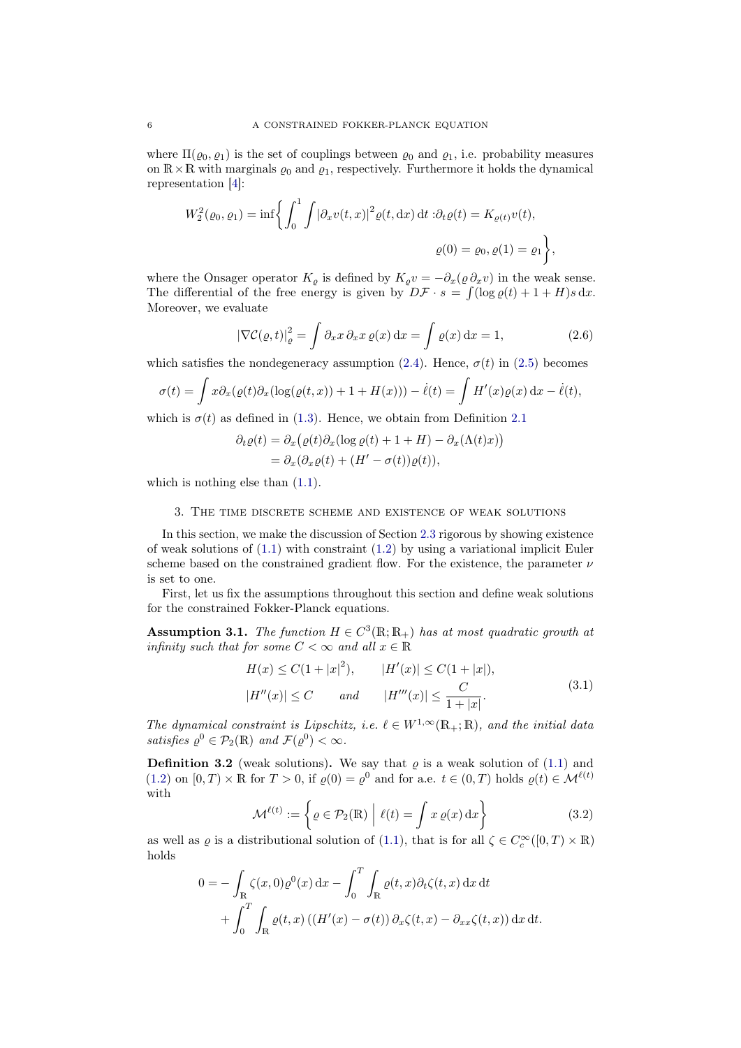where $\Pi(\varrho_0, \varrho_1)$ is the set of couplings between $\varrho_0$ and $\varrho_1$, i.e. probability measures on $\mathbb{R} \times \mathbb{R}$ with marginals $\varrho_0$ and $\varrho_1$, respectively. Furthermore it holds the dynamical representation [4]:

$$W_2^2(\varrho_0, \varrho_1) = \inf\left\{ \int_0^1 \int |\partial_x v(t,x)|^2 \varrho(t, \mathrm{d}x)\,\mathrm{d}t : \partial_t \varrho(t) = K_{\varrho(t)} v(t), \right.$$
$$\left. \varrho(0) = \varrho_0, \varrho(1) = \varrho_1 \right\},$$

where the Onsager operator $K_\varrho$ is defined by $K_\varrho v = -\partial_x(\varrho\, \partial_x v)$ in the weak sense. The differential of the free energy is given by $D\mathcal{F} \cdot s = \int (\log \varrho(t) + 1 + H) s \,\mathrm{d}x$. Moreover, we evaluate

$$|\nabla \mathcal{C}(\varrho, t)|_\varrho^2 = \int \partial_x x\, \partial_x x\, \varrho(x)\,\mathrm{d}x = \int \varrho(x)\,\mathrm{d}x = 1, \tag{2.6}$$

which satisfies the nondegeneracy assumption (2.4). Hence, $\sigma(t)$ in (2.5) becomes

$$\sigma(t) = \int x \partial_x(\varrho(t)\partial_x(\log(\varrho(t,x)) + 1 + H(x))) - \dot{\ell}(t) = \int H'(x)\varrho(x)\,\mathrm{d}x - \dot{\ell}(t),$$

which is $\sigma(t)$ as defined in (1.3). Hence, we obtain from Definition 2.1

$$\begin{aligned}
\partial_t \varrho(t) &= \partial_x\big(\varrho(t)\partial_x(\log \varrho(t) + 1 + H) - \partial_x(\Lambda(t)x)\big) \\
&= \partial_x(\partial_x \varrho(t) + (H' - \sigma(t))\varrho(t)),
\end{aligned}$$

which is nothing else than (1.1).

## 3. The time discrete scheme and existence of weak solutions

In this section, we make the discussion of Section 2.3 rigorous by showing existence of weak solutions of (1.1) with constraint (1.2) by using a variational implicit Euler scheme based on the constrained gradient flow. For the existence, the parameter $\nu$ is set to one.

First, let us fix the assumptions throughout this section and define weak solutions for the constrained Fokker-Planck equations.

**Assumption 3.1.** *The function $H \in C^3(\mathbb{R}; \mathbb{R}_+)$ has at most quadratic growth at infinity such that for some $C < \infty$ and all $x \in \mathbb{R}$*

$$\begin{aligned}
&H(x) \le C(1 + |x|^2), \qquad |H'(x)| \le C(1 + |x|), \\
&|H''(x)| \le C \qquad \textit{and} \qquad |H'''(x)| \le \frac{C}{1 + |x|}.
\end{aligned} \tag{3.1}$$

*The dynamical constraint is Lipschitz, i.e. $\ell \in W^{1,\infty}(\mathbb{R}_+; \mathbb{R})$, and the initial data satisfies $\varrho^0 \in \mathcal{P}_2(\mathbb{R})$ and $\mathcal{F}(\varrho^0) < \infty$.*

**Definition 3.2** (weak solutions)**.** We say that $\varrho$ is a weak solution of (1.1) and (1.2) on $[0, T) \times \mathbb{R}$ for $T > 0$, if $\varrho(0) = \varrho^0$ and for a.e. $t \in (0, T)$ holds $\varrho(t) \in \mathcal{M}^{\ell(t)}$ with

$$\mathcal{M}^{\ell(t)} := \left\{ \varrho \in \mathcal{P}_2(\mathbb{R}) \;\middle|\; \ell(t) = \int x\, \varrho(x)\,\mathrm{d}x \right\} \tag{3.2}$$

as well as $\varrho$ is a distributional solution of (1.1), that is for all $\zeta \in C_c^\infty([0, T) \times \mathbb{R})$ holds

$$\begin{aligned}
0 = &-\int_{\mathbb{R}} \zeta(x, 0)\varrho^0(x)\,\mathrm{d}x - \int_0^T \int_{\mathbb{R}} \varrho(t,x)\partial_t \zeta(t,x)\,\mathrm{d}x\,\mathrm{d}t \\
&+ \int_0^T \int_{\mathbb{R}} \varrho(t,x)\left((H'(x) - \sigma(t))\,\partial_x \zeta(t,x) - \partial_{xx}\zeta(t,x)\right)\mathrm{d}x\,\mathrm{d}t.
\end{aligned}$$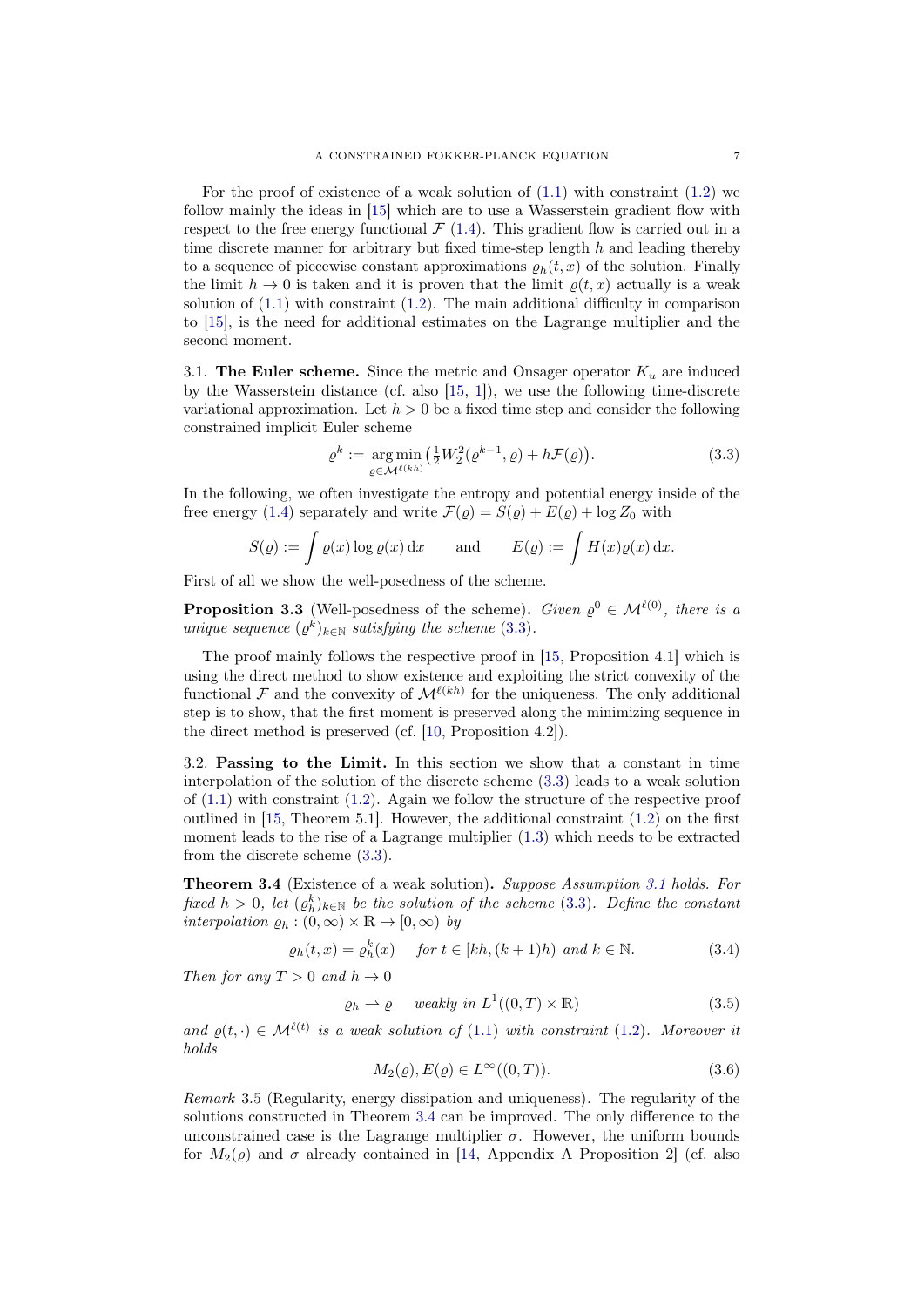For the proof of existence of a weak solution of (1.1) with constraint (1.2) we follow mainly the ideas in [15] which are to use a Wasserstein gradient flow with respect to the free energy functional $\mathcal{F}$ (1.4). This gradient flow is carried out in a time discrete manner for arbitrary but fixed time-step length $h$ and leading thereby to a sequence of piecewise constant approximations $\varrho_h(t,x)$ of the solution. Finally the limit $h \to 0$ is taken and it is proven that the limit $\varrho(t,x)$ actually is a weak solution of (1.1) with constraint (1.2). The main additional difficulty in comparison to [15], is the need for additional estimates on the Lagrange multiplier and the second moment.

3.1. **The Euler scheme.** Since the metric and Onsager operator $K_u$ are induced by the Wasserstein distance (cf. also [15, 1]), we use the following time-discrete variational approximation. Let $h > 0$ be a fixed time step and consider the following constrained implicit Euler scheme

$$\varrho^k := \underset{\varrho \in \mathcal{M}^{\ell(kh)}}{\arg\min} \left( \tfrac{1}{2} W_2^2(\varrho^{k-1}, \varrho) + h\mathcal{F}(\varrho) \right). \tag{3.3}$$

In the following, we often investigate the entropy and potential energy inside of the free energy (1.4) separately and write $\mathcal{F}(\varrho) = S(\varrho) + E(\varrho) + \log Z_0$ with

$$S(\varrho) := \int \varrho(x) \log \varrho(x) \, \mathrm{d}x \qquad \text{and} \qquad E(\varrho) := \int H(x)\varrho(x) \, \mathrm{d}x.$$

First of all we show the well-posedness of the scheme.

**Proposition 3.3** (Well-posedness of the scheme)**.** *Given $\varrho^0 \in \mathcal{M}^{\ell(0)}$, there is a unique sequence $(\varrho^k)_{k\in\mathbb{N}}$ satisfying the scheme (3.3).*

The proof mainly follows the respective proof in [15, Proposition 4.1] which is using the direct method to show existence and exploiting the strict convexity of the functional $\mathcal{F}$ and the convexity of $\mathcal{M}^{\ell(kh)}$ for the uniqueness. The only additional step is to show, that the first moment is preserved along the minimizing sequence in the direct method is preserved (cf. [10, Proposition 4.2]).

3.2. **Passing to the Limit.** In this section we show that a constant in time interpolation of the solution of the discrete scheme (3.3) leads to a weak solution of (1.1) with constraint (1.2). Again we follow the structure of the respective proof outlined in [15, Theorem 5.1]. However, the additional constraint (1.2) on the first moment leads to the rise of a Lagrange multiplier (1.3) which needs to be extracted from the discrete scheme (3.3).

**Theorem 3.4** (Existence of a weak solution)**.** *Suppose Assumption 3.1 holds. For fixed $h > 0$, let $(\varrho_h^k)_{k\in\mathbb{N}}$ be the solution of the scheme (3.3). Define the constant interpolation $\varrho_h : (0,\infty) \times \mathbb{R} \to [0,\infty)$ by*

$$\varrho_h(t,x) = \varrho_h^k(x) \quad \text{ for } t \in [kh,(k+1)h) \text{ and } k \in \mathbb{N}. \tag{3.4}$$

*Then for any $T > 0$ and $h \to 0$*

$$\varrho_h \rightharpoonup \varrho \quad \text{ weakly in } L^1((0,T)\times\mathbb{R}) \tag{3.5}$$

*and $\varrho(t,\cdot) \in \mathcal{M}^{\ell(t)}$ is a weak solution of (1.1) with constraint (1.2). Moreover it holds*

$$M_2(\varrho), E(\varrho) \in L^\infty((0,T)). \tag{3.6}$$

*Remark* 3.5 (Regularity, energy dissipation and uniqueness)*.* The regularity of the solutions constructed in Theorem 3.4 can be improved. The only difference to the unconstrained case is the Lagrange multiplier $\sigma$. However, the uniform bounds for $M_2(\varrho)$ and $\sigma$ already contained in [14, Appendix A Proposition 2] (cf. also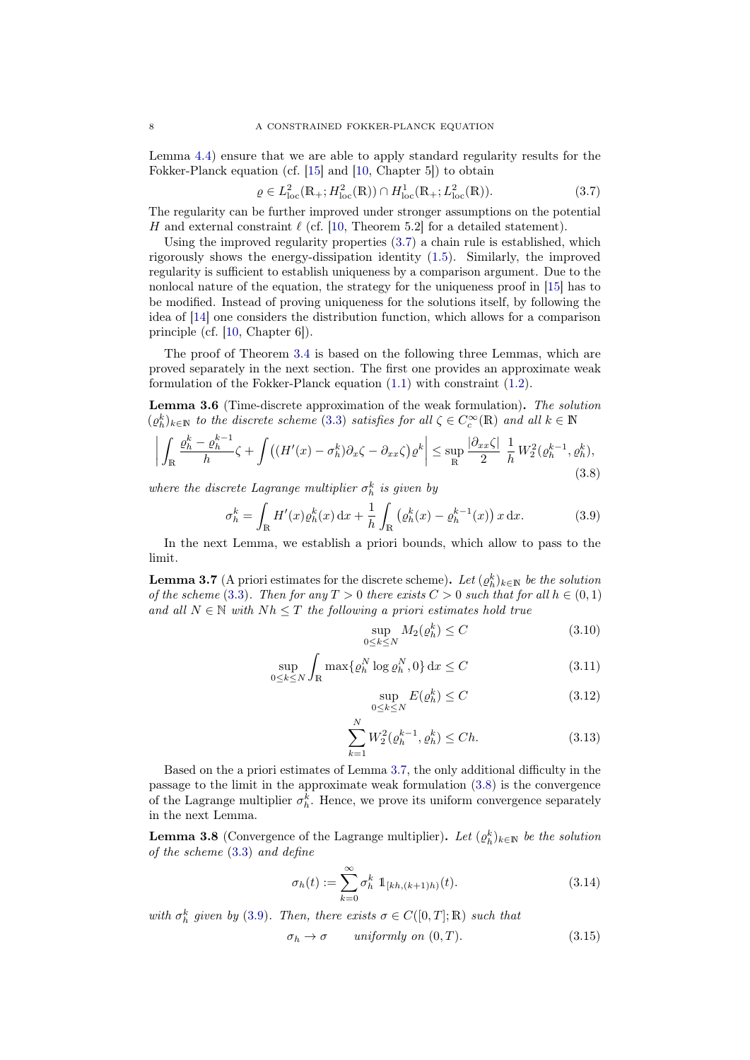Lemma 4.4) ensure that we are able to apply standard regularity results for the Fokker-Planck equation (cf. [15] and [10, Chapter 5]) to obtain

$$
\varrho \in L^2_{\mathrm{loc}}(\mathbb{R}_+; H^2_{\mathrm{loc}}(\mathbb{R})) \cap H^1_{\mathrm{loc}}(\mathbb{R}_+; L^2_{\mathrm{loc}}(\mathbb{R})). \tag{3.7}
$$

The regularity can be further improved under stronger assumptions on the potential $H$ and external constraint $\ell$ (cf. [10, Theorem 5.2] for a detailed statement).

Using the improved regularity properties (3.7) a chain rule is established, which rigorously shows the energy-dissipation identity (1.5). Similarly, the improved regularity is sufficient to establish uniqueness by a comparison argument. Due to the nonlocal nature of the equation, the strategy for the uniqueness proof in [15] has to be modified. Instead of proving uniqueness for the solutions itself, by following the idea of [14] one considers the distribution function, which allows for a comparison principle (cf. [10, Chapter 6]).

The proof of Theorem 3.4 is based on the following three Lemmas, which are proved separately in the next section. The first one provides an approximate weak formulation of the Fokker-Planck equation (1.1) with constraint (1.2).

**Lemma 3.6** (Time-discrete approximation of the weak formulation)**.** *The solution $(\varrho_h^k)_{k\in\mathbb{N}}$ to the discrete scheme (3.3) satisfies for all $\zeta \in C_c^\infty(\mathbb{R})$ and all $k \in \mathbb{N}$*

$$
\left| \int_{\mathbb{R}} \frac{\varrho_h^k - \varrho_h^{k-1}}{h}\zeta + \int \left( (H'(x) - \sigma_h^k)\partial_x \zeta - \partial_{xx}\zeta \right) \varrho^k \right| \leq \sup_{\mathbb{R}} \frac{|\partial_{xx}\zeta|}{2} \, \frac{1}{h} \, W_2^2(\varrho_h^{k-1}, \varrho_h^k), \tag{3.8}
$$

*where the discrete Lagrange multiplier $\sigma_h^k$ is given by*

$$
\sigma_h^k = \int_{\mathbb{R}} H'(x)\varrho_h^k(x)\,\mathrm{d}x + \frac{1}{h}\int_{\mathbb{R}} \left( \varrho_h^k(x) - \varrho_h^{k-1}(x) \right) x\,\mathrm{d}x. \tag{3.9}
$$

In the next Lemma, we establish a priori bounds, which allow to pass to the limit.

**Lemma 3.7** (A priori estimates for the discrete scheme)**.** *Let $(\varrho_h^k)_{k\in\mathbb{N}}$ be the solution of the scheme (3.3). Then for any $T > 0$ there exists $C > 0$ such that for all $h \in (0,1)$ and all $N \in \mathbb{N}$ with $Nh \leq T$ the following a priori estimates hold true*

$$
\sup_{0\leq k \leq N} M_2(\varrho_h^k) \leq C \tag{3.10}
$$

$$
\sup_{0\leq k \leq N} \int_{\mathbb{R}} \max\{\varrho_h^N \log \varrho_h^N, 0\}\,\mathrm{d}x \leq C \tag{3.11}
$$

$$
\sup_{0\leq k \leq N} E(\varrho_h^k) \leq C \tag{3.12}
$$

$$
\sum_{k=1}^{N} W_2^2(\varrho_h^{k-1}, \varrho_h^k) \leq Ch. \tag{3.13}
$$

Based on the a priori estimates of Lemma 3.7, the only additional difficulty in the passage to the limit in the approximate weak formulation (3.8) is the convergence of the Lagrange multiplier $\sigma_h^k$. Hence, we prove its uniform convergence separately in the next Lemma.

**Lemma 3.8** (Convergence of the Lagrange multiplier)**.** *Let $(\varrho_h^k)_{k\in\mathbb{N}}$ be the solution of the scheme (3.3) and define*

$$
\sigma_h(t) := \sum_{k=0}^{\infty} \sigma_h^k \; \mathbb{1}_{[kh,(k+1)h)}(t). \tag{3.14}
$$

*with $\sigma_h^k$ given by (3.9). Then, there exists $\sigma \in C([0,T];\mathbb{R})$ such that*

$$
\sigma_h \to \sigma \qquad \text{uniformly on } (0,T). \tag{3.15}
$$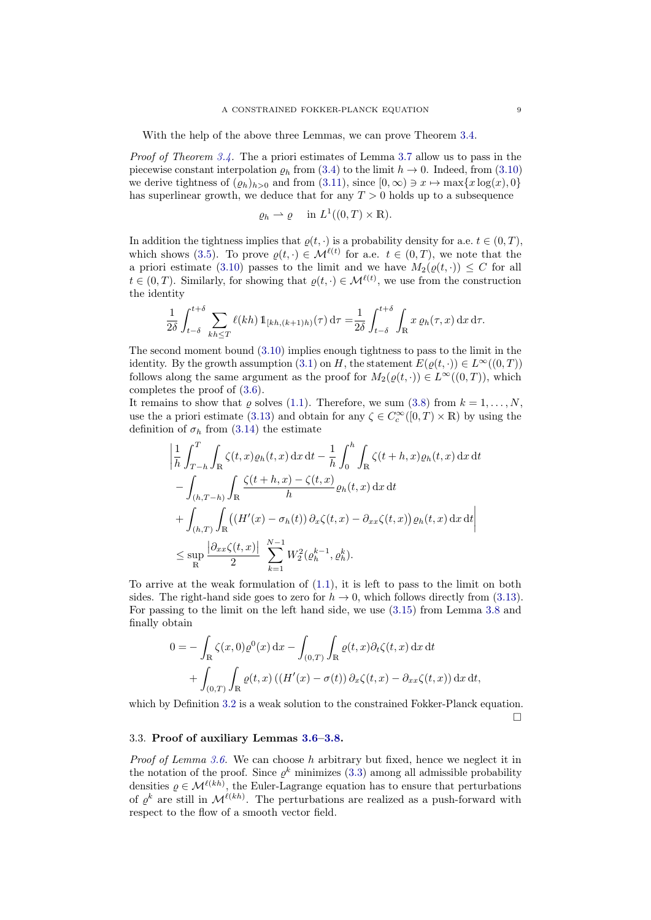With the help of the above three Lemmas, we can prove Theorem 3.4.

*Proof of Theorem 3.4.* The a priori estimates of Lemma 3.7 allow us to pass in the piecewise constant interpolation $\varrho_h$ from (3.4) to the limit $h \to 0$. Indeed, from (3.10) we derive tightness of $(\varrho_h)_{h>0}$ and from (3.11), since $[0,\infty) \ni x \mapsto \max\{x\log(x), 0\}$ has superlinear growth, we deduce that for any $T > 0$ holds up to a subsequence

$$\varrho_h \rightharpoonup \varrho \quad \text{in } L^1((0,T)\times\mathbb{R}).$$

In addition the tightness implies that $\varrho(t,\cdot)$ is a probability density for a.e. $t \in (0,T)$, which shows (3.5). To prove $\varrho(t,\cdot) \in \mathcal{M}^{\ell(t)}$ for a.e. $t \in (0,T)$, we note that the a priori estimate (3.10) passes to the limit and we have $M_2(\varrho(t,\cdot)) \leq C$ for all $t \in (0,T)$. Similarly, for showing that $\varrho(t,\cdot) \in \mathcal{M}^{\ell(t)}$, we use from the construction the identity

$$\frac{1}{2\delta}\int_{t-\delta}^{t+\delta} \sum_{kh\leq T} \ell(kh)\, \mathbb{1}_{[kh,(k+1)h)}(\tau)\,\mathrm{d}\tau = \frac{1}{2\delta}\int_{t-\delta}^{t+\delta}\int_{\mathbb{R}} x\, \varrho_h(\tau,x)\,\mathrm{d}x\,\mathrm{d}\tau.$$

The second moment bound (3.10) implies enough tightness to pass to the limit in the identity. By the growth assumption (3.1) on $H$, the statement $E(\varrho(t,\cdot)) \in L^\infty((0,T))$ follows along the same argument as the proof for $M_2(\varrho(t,\cdot)) \in L^\infty((0,T))$, which completes the proof of (3.6).

It remains to show that $\varrho$ solves (1.1). Therefore, we sum (3.8) from $k = 1,\ldots,N$, use the a priori estimate (3.13) and obtain for any $\zeta \in C_c^\infty([0,T)\times\mathbb{R})$ by using the definition of $\sigma_h$ from (3.14) the estimate

$$\begin{aligned}
&\Bigg|\frac{1}{h}\int_{T-h}^{T}\int_{\mathbb{R}} \zeta(t,x)\varrho_h(t,x)\,\mathrm{d}x\,\mathrm{d}t - \frac{1}{h}\int_0^h\int_{\mathbb{R}} \zeta(t+h,x)\varrho_h(t,x)\,\mathrm{d}x\,\mathrm{d}t \\
&\quad - \int_{(h,T-h)}\int_{\mathbb{R}} \frac{\zeta(t+h,x)-\zeta(t,x)}{h}\varrho_h(t,x)\,\mathrm{d}x\,\mathrm{d}t \\
&\quad + \int_{(h,T)}\int_{\mathbb{R}} \big((H'(x)-\sigma_h(t))\,\partial_x\zeta(t,x) - \partial_{xx}\zeta(t,x)\big)\varrho_h(t,x)\,\mathrm{d}x\,\mathrm{d}t\Bigg| \\
&\leq \sup_{\mathbb{R}} \frac{|\partial_{xx}\zeta(t,x)|}{2}\sum_{k=1}^{N-1} W_2^2(\varrho_h^{k-1},\varrho_h^k).
\end{aligned}$$

To arrive at the weak formulation of (1.1), it is left to pass to the limit on both sides. The right-hand side goes to zero for $h \to 0$, which follows directly from (3.13). For passing to the limit on the left hand side, we use (3.15) from Lemma 3.8 and finally obtain

$$\begin{aligned}
0 = &-\int_{\mathbb{R}} \zeta(x,0)\varrho^0(x)\,\mathrm{d}x - \int_{(0,T)}\int_{\mathbb{R}} \varrho(t,x)\partial_t\zeta(t,x)\,\mathrm{d}x\,\mathrm{d}t \\
&+ \int_{(0,T)}\int_{\mathbb{R}} \varrho(t,x)\left((H'(x)-\sigma(t))\,\partial_x\zeta(t,x) - \partial_{xx}\zeta(t,x)\right)\mathrm{d}x\,\mathrm{d}t,
\end{aligned}$$

which by Definition 3.2 is a weak solution to the constrained Fokker-Planck equation. □

### 3.3. **Proof of auxiliary Lemmas 3.6–3.8.**

*Proof of Lemma 3.6.* We can choose $h$ arbitrary but fixed, hence we neglect it in the notation of the proof. Since $\varrho^k$ minimizes (3.3) among all admissible probability densities $\varrho \in \mathcal{M}^{\ell(kh)}$, the Euler-Lagrange equation has to ensure that perturbations of $\varrho^k$ are still in $\mathcal{M}^{\ell(kh)}$. The perturbations are realized as a push-forward with respect to the flow of a smooth vector field.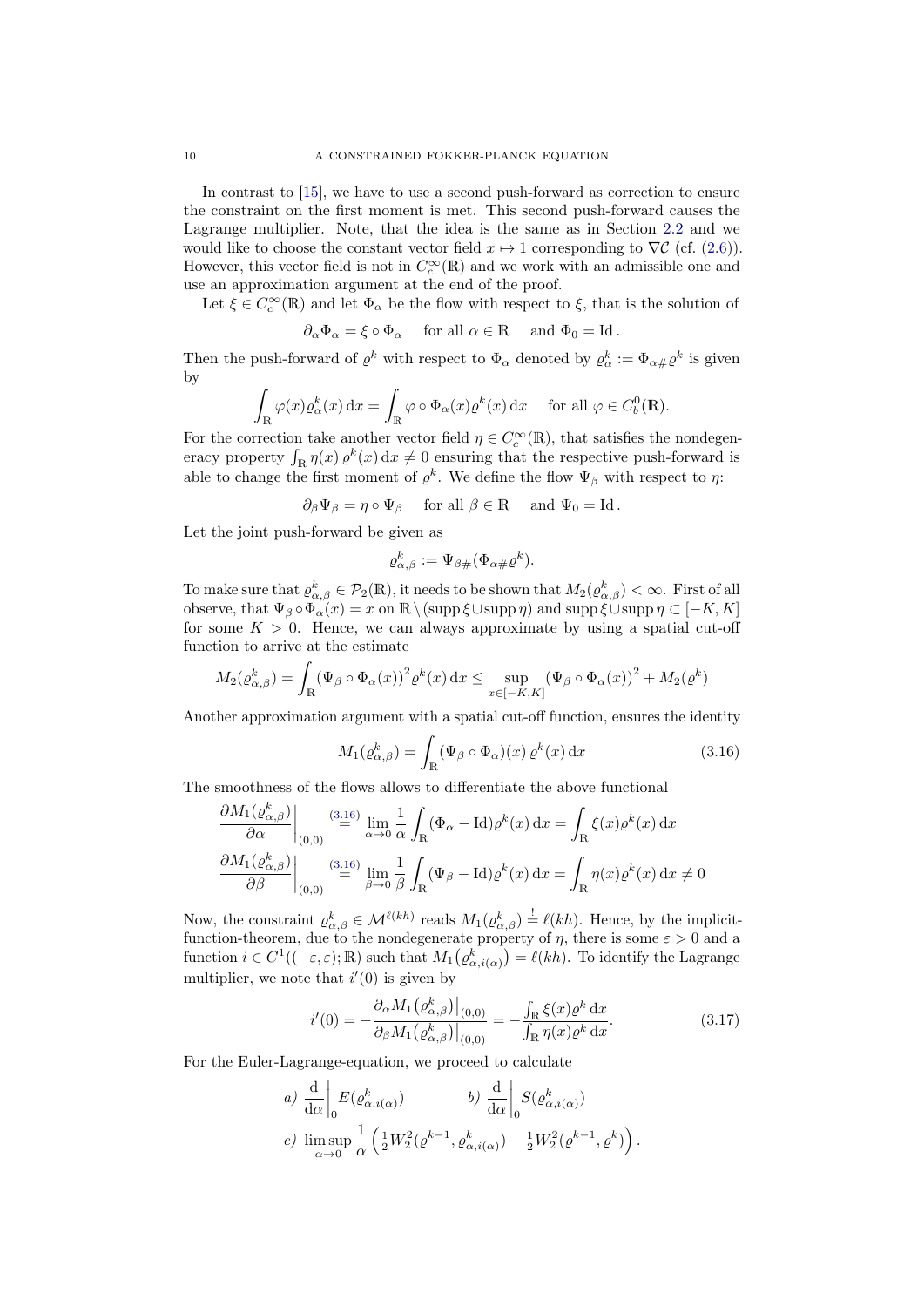In contrast to [15], we have to use a second push-forward as correction to ensure the constraint on the first moment is met. This second push-forward causes the Lagrange multiplier. Note, that the idea is the same as in Section 2.2 and we would like to choose the constant vector field $x \mapsto 1$ corresponding to $\nabla \mathcal{C}$ (cf. (2.6)). However, this vector field is not in $C_c^\infty(\mathbb{R})$ and we work with an admissible one and use an approximation argument at the end of the proof.

Let $\xi \in C_c^\infty(\mathbb{R})$ and let $\Phi_\alpha$ be the flow with respect to $\xi$, that is the solution of

$$\partial_\alpha \Phi_\alpha = \xi \circ \Phi_\alpha \quad \text{ for all } \alpha \in \mathbb{R} \quad \text{ and } \Phi_0 = \mathrm{Id}\,.$$

Then the push-forward of $\varrho^k$ with respect to $\Phi_\alpha$ denoted by $\varrho_\alpha^k := \Phi_{\alpha\#}\varrho^k$ is given by

$$\int_{\mathbb{R}} \varphi(x)\varrho_\alpha^k(x)\,\mathrm{d}x = \int_{\mathbb{R}} \varphi \circ \Phi_\alpha(x)\varrho^k(x)\,\mathrm{d}x \quad \text{ for all } \varphi \in C_b^0(\mathbb{R}).$$

For the correction take another vector field $\eta \in C_c^\infty(\mathbb{R})$, that satisfies the nondegeneracy property $\int_{\mathbb{R}} \eta(x)\,\varrho^k(x)\,\mathrm{d}x \neq 0$ ensuring that the respective push-forward is able to change the first moment of $\varrho^k$. We define the flow $\Psi_\beta$ with respect to $\eta$:

$$\partial_\beta \Psi_\beta = \eta \circ \Psi_\beta \quad \text{ for all } \beta \in \mathbb{R} \quad \text{ and } \Psi_0 = \mathrm{Id}\,.$$

Let the joint push-forward be given as

$$\varrho_{\alpha,\beta}^k := \Psi_{\beta\#}(\Phi_{\alpha\#}\varrho^k).$$

To make sure that $\varrho_{\alpha,\beta}^k \in \mathcal{P}_2(\mathbb{R})$, it needs to be shown that $M_2(\varrho_{\alpha,\beta}^k) < \infty$. First of all observe, that $\Psi_\beta \circ \Phi_\alpha(x) = x$ on $\mathbb{R} \setminus (\operatorname{supp} \xi \cup \operatorname{supp} \eta)$ and $\operatorname{supp} \xi \cup \operatorname{supp} \eta \subset [-K, K]$ for some $K > 0$. Hence, we can always approximate by using a spatial cut-off function to arrive at the estimate

$$M_2(\varrho_{\alpha,\beta}^k) = \int_{\mathbb{R}} \left(\Psi_\beta \circ \Phi_\alpha(x)\right)^2 \varrho^k(x)\,\mathrm{d}x \leq \sup_{x \in [-K,K]} \left(\Psi_\beta \circ \Phi_\alpha(x)\right)^2 + M_2(\varrho^k)$$

Another approximation argument with a spatial cut-off function, ensures the identity

$$M_1(\varrho_{\alpha,\beta}^k) = \int_{\mathbb{R}} (\Psi_\beta \circ \Phi_\alpha)(x)\,\varrho^k(x)\,\mathrm{d}x \tag{3.16}$$

The smoothness of the flows allows to differentiate the above functional

$$\left.\frac{\partial M_1(\varrho_{\alpha,\beta}^k)}{\partial \alpha}\right|_{(0,0)} \overset{(3.16)}{=} \lim_{\alpha \to 0} \frac{1}{\alpha} \int_{\mathbb{R}} (\Phi_\alpha - \mathrm{Id})\varrho^k(x)\,\mathrm{d}x = \int_{\mathbb{R}} \xi(x)\varrho^k(x)\,\mathrm{d}x$$

$$\left.\frac{\partial M_1(\varrho_{\alpha,\beta}^k)}{\partial \beta}\right|_{(0,0)} \overset{(3.16)}{=} \lim_{\beta \to 0} \frac{1}{\beta} \int_{\mathbb{R}} (\Psi_\beta - \mathrm{Id})\varrho^k(x)\,\mathrm{d}x = \int_{\mathbb{R}} \eta(x)\varrho^k(x)\,\mathrm{d}x \neq 0$$

Now, the constraint $\varrho_{\alpha,\beta}^k \in \mathcal{M}^{\ell(kh)}$ reads $M_1(\varrho_{\alpha,\beta}^k) \overset{!}{=} \ell(kh)$. Hence, by the implicit-function-theorem, due to the nondegenerate property of $\eta$, there is some $\varepsilon > 0$ and a function $i \in C^1((-\varepsilon,\varepsilon);\mathbb{R})$ such that $M_1\big(\varrho_{\alpha,i(\alpha)}^k\big) = \ell(kh)$. To identify the Lagrange multiplier, we note that $i'(0)$ is given by

$$i'(0) = -\frac{\partial_\alpha M_1\big(\varrho_{\alpha,\beta}^k\big)\big|_{(0,0)}}{\partial_\beta M_1\big(\varrho_{\alpha,\beta}^k\big)\big|_{(0,0)}} = -\frac{\int_{\mathbb{R}} \xi(x)\varrho^k\,\mathrm{d}x}{\int_{\mathbb{R}} \eta(x)\varrho^k\,\mathrm{d}x}. \tag{3.17}$$

For the Euler-Lagrange-equation, we proceed to calculate

$$a)\ \left.\frac{\mathrm{d}}{\mathrm{d}\alpha}\right|_0 E(\varrho_{\alpha,i(\alpha)}^k) \qquad b)\ \left.\frac{\mathrm{d}}{\mathrm{d}\alpha}\right|_0 S(\varrho_{\alpha,i(\alpha)}^k)$$

$$c)\ \limsup_{\alpha \to 0} \frac{1}{\alpha}\left(\tfrac{1}{2}W_2^2(\varrho^{k-1},\varrho_{\alpha,i(\alpha)}^k) - \tfrac{1}{2}W_2^2(\varrho^{k-1},\varrho^k)\right).$$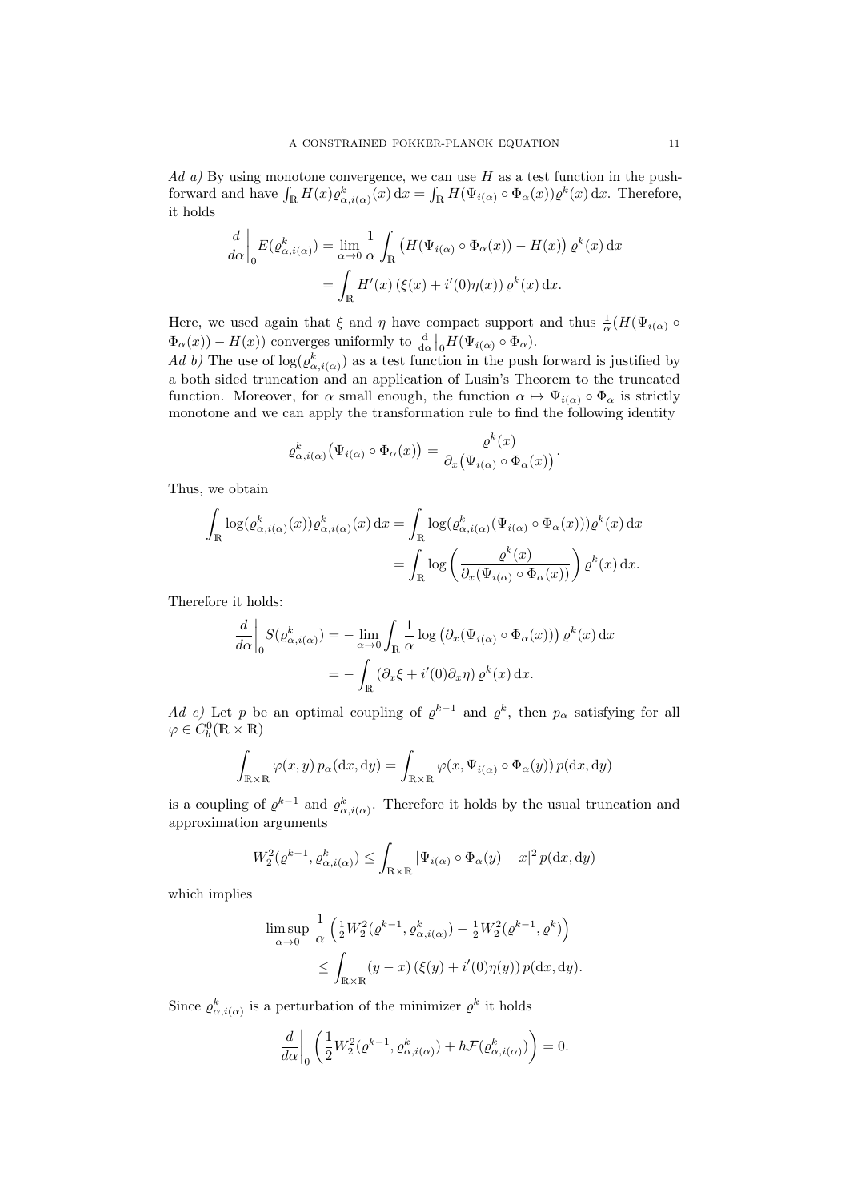*Ad a)* By using monotone convergence, we can use $H$ as a test function in the push-forward and have $\int_{\mathbb{R}} H(x)\varrho^k_{\alpha,i(\alpha)}(x)\,\mathrm{d}x = \int_{\mathbb{R}} H(\Psi_{i(\alpha)} \circ \Phi_\alpha(x))\varrho^k(x)\,\mathrm{d}x$. Therefore, it holds

$$
\begin{aligned}
\left.\frac{d}{d\alpha}\right|_0 E(\varrho^k_{\alpha,i(\alpha)}) &= \lim_{\alpha\to 0} \frac{1}{\alpha} \int_{\mathbb{R}} \big(H(\Psi_{i(\alpha)} \circ \Phi_\alpha(x)) - H(x)\big)\,\varrho^k(x)\,\mathrm{d}x \\
&= \int_{\mathbb{R}} H'(x)\,(\xi(x) + i'(0)\eta(x))\,\varrho^k(x)\,\mathrm{d}x.
\end{aligned}
$$

Here, we used again that $\xi$ and $\eta$ have compact support and thus $\frac{1}{\alpha}(H(\Psi_{i(\alpha)} \circ \Phi_\alpha(x)) - H(x))$ converges uniformly to $\frac{\mathrm{d}}{\mathrm{d}\alpha}\big|_0 H(\Psi_{i(\alpha)} \circ \Phi_\alpha)$.

*Ad b)* The use of $\log(\varrho^k_{\alpha,i(\alpha)})$ as a test function in the push forward is justified by a both sided truncation and an application of Lusin's Theorem to the truncated function. Moreover, for $\alpha$ small enough, the function $\alpha \mapsto \Psi_{i(\alpha)} \circ \Phi_\alpha$ is strictly monotone and we can apply the transformation rule to find the following identity

$$
\varrho^k_{\alpha,i(\alpha)}\big(\Psi_{i(\alpha)} \circ \Phi_\alpha(x)\big) = \frac{\varrho^k(x)}{\partial_x\big(\Psi_{i(\alpha)} \circ \Phi_\alpha(x)\big)}.
$$

Thus, we obtain

$$
\begin{aligned}
\int_{\mathbb{R}} \log(\varrho^k_{\alpha,i(\alpha)}(x))\varrho^k_{\alpha,i(\alpha)}(x)\,\mathrm{d}x &= \int_{\mathbb{R}} \log(\varrho^k_{\alpha,i(\alpha)}(\Psi_{i(\alpha)} \circ \Phi_\alpha(x)))\varrho^k(x)\,\mathrm{d}x \\
&= \int_{\mathbb{R}} \log\left(\frac{\varrho^k(x)}{\partial_x(\Psi_{i(\alpha)} \circ \Phi_\alpha(x))}\right)\varrho^k(x)\,\mathrm{d}x.
\end{aligned}
$$

Therefore it holds:

$$
\begin{aligned}
\left.\frac{d}{d\alpha}\right|_0 S(\varrho^k_{\alpha,i(\alpha)}) &= -\lim_{\alpha\to 0} \int_{\mathbb{R}} \frac{1}{\alpha} \log\big(\partial_x(\Psi_{i(\alpha)} \circ \Phi_\alpha(x))\big)\,\varrho^k(x)\,\mathrm{d}x \\
&= -\int_{\mathbb{R}} (\partial_x\xi + i'(0)\partial_x\eta)\,\varrho^k(x)\,\mathrm{d}x.
\end{aligned}
$$

*Ad c)* Let $p$ be an optimal coupling of $\varrho^{k-1}$ and $\varrho^k$, then $p_\alpha$ satisfying for all $\varphi \in C^0_b(\mathbb{R}\times\mathbb{R})$

$$
\int_{\mathbb{R}\times\mathbb{R}} \varphi(x,y)\,p_\alpha(\mathrm{d}x,\mathrm{d}y) = \int_{\mathbb{R}\times\mathbb{R}} \varphi(x, \Psi_{i(\alpha)} \circ \Phi_\alpha(y))\,p(\mathrm{d}x,\mathrm{d}y)
$$

is a coupling of $\varrho^{k-1}$ and $\varrho^k_{\alpha,i(\alpha)}$. Therefore it holds by the usual truncation and approximation arguments

$$
W_2^2(\varrho^{k-1}, \varrho^k_{\alpha,i(\alpha)}) \leq \int_{\mathbb{R}\times\mathbb{R}} |\Psi_{i(\alpha)} \circ \Phi_\alpha(y) - x|^2\,p(\mathrm{d}x,\mathrm{d}y)
$$

which implies

$$
\begin{aligned}
\limsup_{\alpha\to 0} \frac{1}{\alpha}&\left(\tfrac{1}{2}W_2^2(\varrho^{k-1}, \varrho^k_{\alpha,i(\alpha)}) - \tfrac{1}{2}W_2^2(\varrho^{k-1}, \varrho^k)\right) \\
&\leq \int_{\mathbb{R}\times\mathbb{R}} (y-x)\,(\xi(y) + i'(0)\eta(y))\,p(\mathrm{d}x,\mathrm{d}y).
\end{aligned}
$$

Since $\varrho^k_{\alpha,i(\alpha)}$ is a perturbation of the minimizer $\varrho^k$ it holds

$$
\left.\frac{d}{d\alpha}\right|_0 \left(\frac{1}{2}W_2^2(\varrho^{k-1}, \varrho^k_{\alpha,i(\alpha)}) + h\mathcal{F}(\varrho^k_{\alpha,i(\alpha)})\right) = 0.
$$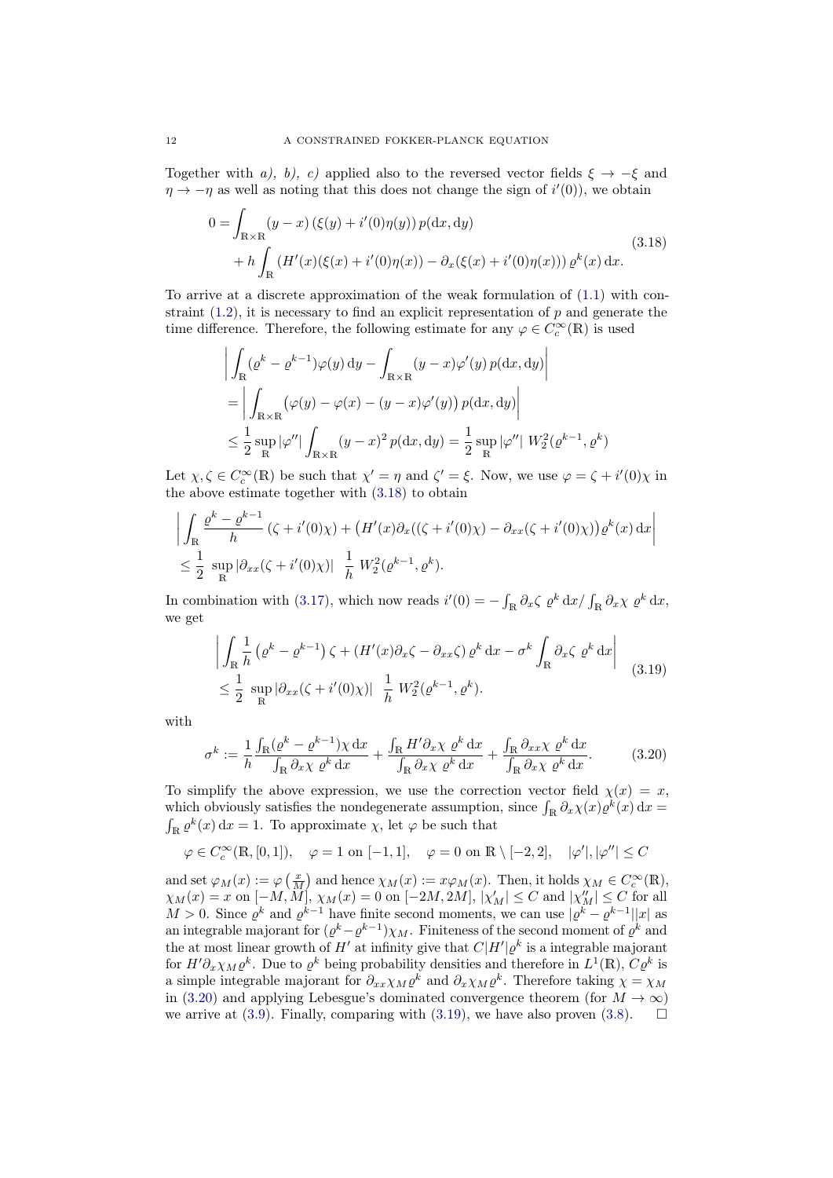Together with *a), b), c)* applied also to the reversed vector fields $\xi \to -\xi$ and $\eta \to -\eta$ as well as noting that this does not change the sign of $i'(0)$), we obtain

$$
\begin{aligned}
0 = &\int_{\mathbb{R}\times\mathbb{R}} (y-x)\left(\xi(y) + i'(0)\eta(y)\right) p(\mathrm{d}x, \mathrm{d}y) \\
&+ h \int_{\mathbb{R}} \left(H'(x)(\xi(x) + i'(0)\eta(x)) - \partial_x(\xi(x) + i'(0)\eta(x))\right) \varrho^k(x)\, \mathrm{d}x.
\end{aligned}
\tag{3.18}
$$

To arrive at a discrete approximation of the weak formulation of (1.1) with constraint (1.2), it is necessary to find an explicit representation of $p$ and generate the time difference. Therefore, the following estimate for any $\varphi \in C_c^\infty(\mathbb{R})$ is used

$$
\begin{aligned}
&\left| \int_{\mathbb{R}} (\varrho^k - \varrho^{k-1})\varphi(y)\, \mathrm{d}y - \int_{\mathbb{R}\times\mathbb{R}} (y-x)\varphi'(y)\, p(\mathrm{d}x, \mathrm{d}y) \right| \\
&= \left| \int_{\mathbb{R}\times\mathbb{R}} \left(\varphi(y) - \varphi(x) - (y-x)\varphi'(y)\right) p(\mathrm{d}x, \mathrm{d}y) \right| \\
&\leq \frac{1}{2} \sup_{\mathbb{R}} |\varphi''| \int_{\mathbb{R}\times\mathbb{R}} (y-x)^2\, p(\mathrm{d}x, \mathrm{d}y) = \frac{1}{2} \sup_{\mathbb{R}} |\varphi''|\; W_2^2(\varrho^{k-1}, \varrho^k)
\end{aligned}
$$

Let $\chi, \zeta \in C_c^\infty(\mathbb{R})$ be such that $\chi' = \eta$ and $\zeta' = \xi$. Now, we use $\varphi = \zeta + i'(0)\chi$ in the above estimate together with (3.18) to obtain

$$
\begin{aligned}
&\left| \int_{\mathbb{R}} \frac{\varrho^k - \varrho^{k-1}}{h} \left(\zeta + i'(0)\chi\right) + \left(H'(x)\partial_x((\zeta + i'(0)\chi) - \partial_{xx}(\zeta + i'(0)\chi)\right) \varrho^k(x)\, \mathrm{d}x \right| \\
&\leq \frac{1}{2} \sup_{\mathbb{R}} |\partial_{xx}(\zeta + i'(0)\chi)| \;\; \frac{1}{h}\; W_2^2(\varrho^{k-1}, \varrho^k).
\end{aligned}
$$

In combination with (3.17), which now reads $i'(0) = -\int_{\mathbb{R}} \partial_x\zeta\; \varrho^k\, \mathrm{d}x / \int_{\mathbb{R}} \partial_x\chi\; \varrho^k\, \mathrm{d}x$, we get

$$
\begin{aligned}
&\left| \int_{\mathbb{R}} \frac{1}{h}\left(\varrho^k - \varrho^{k-1}\right)\zeta + \left(H'(x)\partial_x\zeta - \partial_{xx}\zeta\right)\varrho^k\, \mathrm{d}x - \sigma^k \int_{\mathbb{R}} \partial_x\zeta\; \varrho^k\, \mathrm{d}x \right| \\
&\leq \frac{1}{2} \sup_{\mathbb{R}} |\partial_{xx}(\zeta + i'(0)\chi)| \;\; \frac{1}{h}\; W_2^2(\varrho^{k-1}, \varrho^k).
\end{aligned}
\tag{3.19}
$$

with

$$
\sigma^k := \frac{1}{h} \frac{\int_{\mathbb{R}} (\varrho^k - \varrho^{k-1})\chi\, \mathrm{d}x}{\int_{\mathbb{R}} \partial_x\chi\; \varrho^k\, \mathrm{d}x} + \frac{\int_{\mathbb{R}} H'\partial_x\chi\; \varrho^k\, \mathrm{d}x}{\int_{\mathbb{R}} \partial_x\chi\; \varrho^k\, \mathrm{d}x} + \frac{\int_{\mathbb{R}} \partial_{xx}\chi\; \varrho^k\, \mathrm{d}x}{\int_{\mathbb{R}} \partial_x\chi\; \varrho^k\, \mathrm{d}x}. \tag{3.20}
$$

To simplify the above expression, we use the correction vector field $\chi(x) = x$, which obviously satisfies the nondegenerate assumption, since $\int_{\mathbb{R}} \partial_x\chi(x)\varrho^k(x)\, \mathrm{d}x = \int_{\mathbb{R}} \varrho^k(x)\, \mathrm{d}x = 1$. To approximate $\chi$, let $\varphi$ be such that

$$
\varphi \in C_c^\infty(\mathbb{R}, [0,1]), \quad \varphi = 1 \text{ on } [-1,1], \quad \varphi = 0 \text{ on } \mathbb{R}\setminus[-2,2], \quad |\varphi'|, |\varphi''| \leq C
$$

and set $\varphi_M(x) := \varphi\left(\frac{x}{M}\right)$ and hence $\chi_M(x) := x\varphi_M(x)$. Then, it holds $\chi_M \in C_c^\infty(\mathbb{R})$, $\chi_M(x) = x$ on $[-M, M]$, $\chi_M(x) = 0$ on $[-2M, 2M]$, $|\chi_M'| \leq C$ and $|\chi_M''| \leq C$ for all $M > 0$. Since $\varrho^k$ and $\varrho^{k-1}$ have finite second moments, we can use $|\varrho^k - \varrho^{k-1}||x|$ as an integrable majorant for $(\varrho^k - \varrho^{k-1})\chi_M$. Finiteness of the second moment of $\varrho^k$ and the at most linear growth of $H'$ at infinity give that $C|H'|\varrho^k$ is a integrable majorant for $H'\partial_x\chi_M\varrho^k$. Due to $\varrho^k$ being probability densities and therefore in $L^1(\mathbb{R})$, $C\varrho^k$ is a simple integrable majorant for $\partial_{xx}\chi_M\varrho^k$ and $\partial_x\chi_M\varrho^k$. Therefore taking $\chi = \chi_M$ in (3.20) and applying Lebesgue's dominated convergence theorem (for $M \to \infty$) we arrive at (3.9). Finally, comparing with (3.19), we have also proven (3.8). $\square$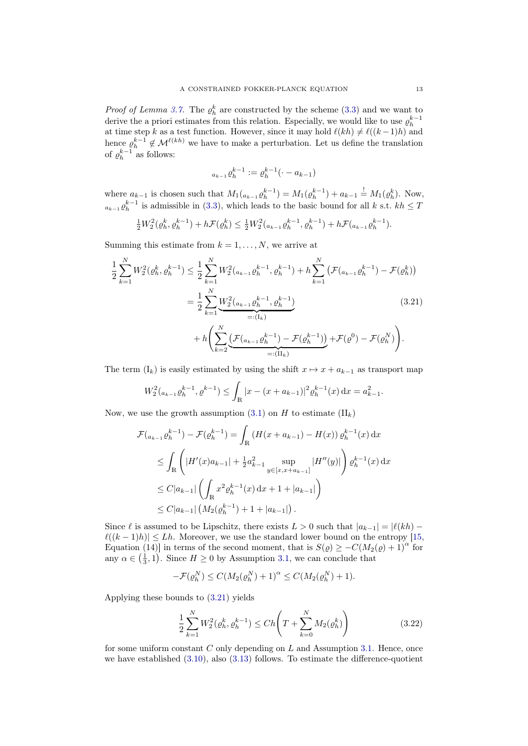*Proof of Lemma 3.7.* The $\varrho_h^k$ are constructed by the scheme (3.3) and we want to derive the a priori estimates from this relation. Especially, we would like to use $\varrho_h^{k-1}$ at time step $k$ as a test function. However, since it may hold $\ell(kh) \neq \ell((k-1)h)$ and hence $\varrho_h^{k-1} \notin \mathcal{M}^{\ell(kh)}$ we have to make a perturbation. Let us define the translation of $\varrho_h^{k-1}$ as follows:

$$
{}_{a_{k-1}}\varrho_h^{k-1} := \varrho_h^{k-1}(\cdot - a_{k-1})
$$

where $a_{k-1}$ is chosen such that $M_1({}_{a_{k-1}}\varrho_h^{k-1}) = M_1(\varrho_h^{k-1}) + a_{k-1} \stackrel{!}{=} M_1(\varrho_h^k)$. Now, ${}_{a_{k-1}}\varrho_h^{k-1}$ is admissible in (3.3), which leads to the basic bound for all $k$ s.t. $kh \leq T$

$$
\tfrac{1}{2} W_2^2(\varrho_h^k, \varrho_h^{k-1}) + h\mathcal{F}(\varrho_h^k) \leq \tfrac{1}{2} W_2^2({}_{a_{k-1}}\varrho_h^{k-1}, \varrho_h^{k-1}) + h\mathcal{F}({}_{a_{k-1}}\varrho_h^{k-1}).
$$

Summing this estimate from $k = 1, \ldots, N$, we arrive at

$$
\begin{aligned}
\frac{1}{2}\sum_{k=1}^N W_2^2(\varrho_h^k, \varrho_h^{k-1}) &\leq \frac{1}{2}\sum_{k=1}^N W_2^2({}_{a_{k-1}}\varrho_h^{k-1}, \varrho_h^{k-1}) + h\sum_{k=1}^N \left(\mathcal{F}({}_{a_{k-1}}\varrho_h^{k-1}) - \mathcal{F}(\varrho_h^k)\right) \\
&= \frac{1}{2}\sum_{k=1}^N \underbrace{W_2^2({}_{a_{k-1}}\varrho_h^{k-1}, \varrho_h^{k-1})}_{=:(\mathrm{I}_k)} \\
&\quad + h\left(\sum_{k=2}^N \underbrace{\left(\mathcal{F}({}_{a_{k-1}}\varrho_h^{k-1}) - \mathcal{F}(\varrho_h^{k-1})\right)}_{=:(\mathrm{II}_k)} + \mathcal{F}(\varrho^0) - \mathcal{F}(\varrho_h^N)\right).
\end{aligned}
\tag{3.21}
$$

The term $(\mathrm{I}_k)$ is easily estimated by using the shift $x \mapsto x + a_{k-1}$ as transport map

$$
W_2^2({}_{a_{k-1}}\varrho_h^{k-1}, \varrho^{k-1}) \leq \int_{\mathbb{R}} |x - (x + a_{k-1})|^2 \varrho_h^{k-1}(x)\,\mathrm{d}x = a_{k-1}^2.
$$

Now, we use the growth assumption (3.1) on $H$ to estimate $(\mathrm{II}_k)$

$$
\begin{aligned}
\mathcal{F}({}_{a_{k-1}}\varrho_h^{k-1}) - \mathcal{F}(\varrho_h^{k-1}) &= \int_{\mathbb{R}} \left(H(x + a_{k-1}) - H(x)\right)\varrho_h^{k-1}(x)\,\mathrm{d}x \\
&\leq \int_{\mathbb{R}} \left(|H'(x)a_{k-1}| + \tfrac{1}{2}a_{k-1}^2 \sup_{y \in [x, x+a_{k-1}]} |H''(y)|\right)\varrho_h^{k-1}(x)\,\mathrm{d}x \\
&\leq C|a_{k-1}|\left(\int_{\mathbb{R}} x^2 \varrho_h^{k-1}(x)\,\mathrm{d}x + 1 + |a_{k-1}|\right) \\
&\leq C|a_{k-1}|\left(M_2(\varrho_h^{k-1}) + 1 + |a_{k-1}|\right).
\end{aligned}
$$

Since $\ell$ is assumed to be Lipschitz, there exists $L > 0$ such that $|a_{k-1}| = |\ell(kh) - \ell((k-1)h)| \leq Lh$. Moreover, we use the standard lower bound on the entropy [15, Equation (14)] in terms of the second moment, that is $S(\varrho) \geq -C(M_2(\varrho) + 1)^\alpha$ for any $\alpha \in \left(\frac{1}{3}, 1\right)$. Since $H \geq 0$ by Assumption 3.1, we can conclude that

$$
-\mathcal{F}(\varrho_h^N) \leq C(M_2(\varrho_h^N) + 1)^\alpha \leq C(M_2(\varrho_h^N) + 1).
$$

Applying these bounds to (3.21) yields

$$
\frac{1}{2}\sum_{k=1}^N W_2^2(\varrho_h^k, \varrho_h^{k-1}) \leq Ch\left(T + \sum_{k=0}^N M_2(\varrho_h^k)\right)
\tag{3.22}
$$

for some uniform constant $C$ only depending on $L$ and Assumption 3.1. Hence, once we have established (3.10), also (3.13) follows. To estimate the difference-quotient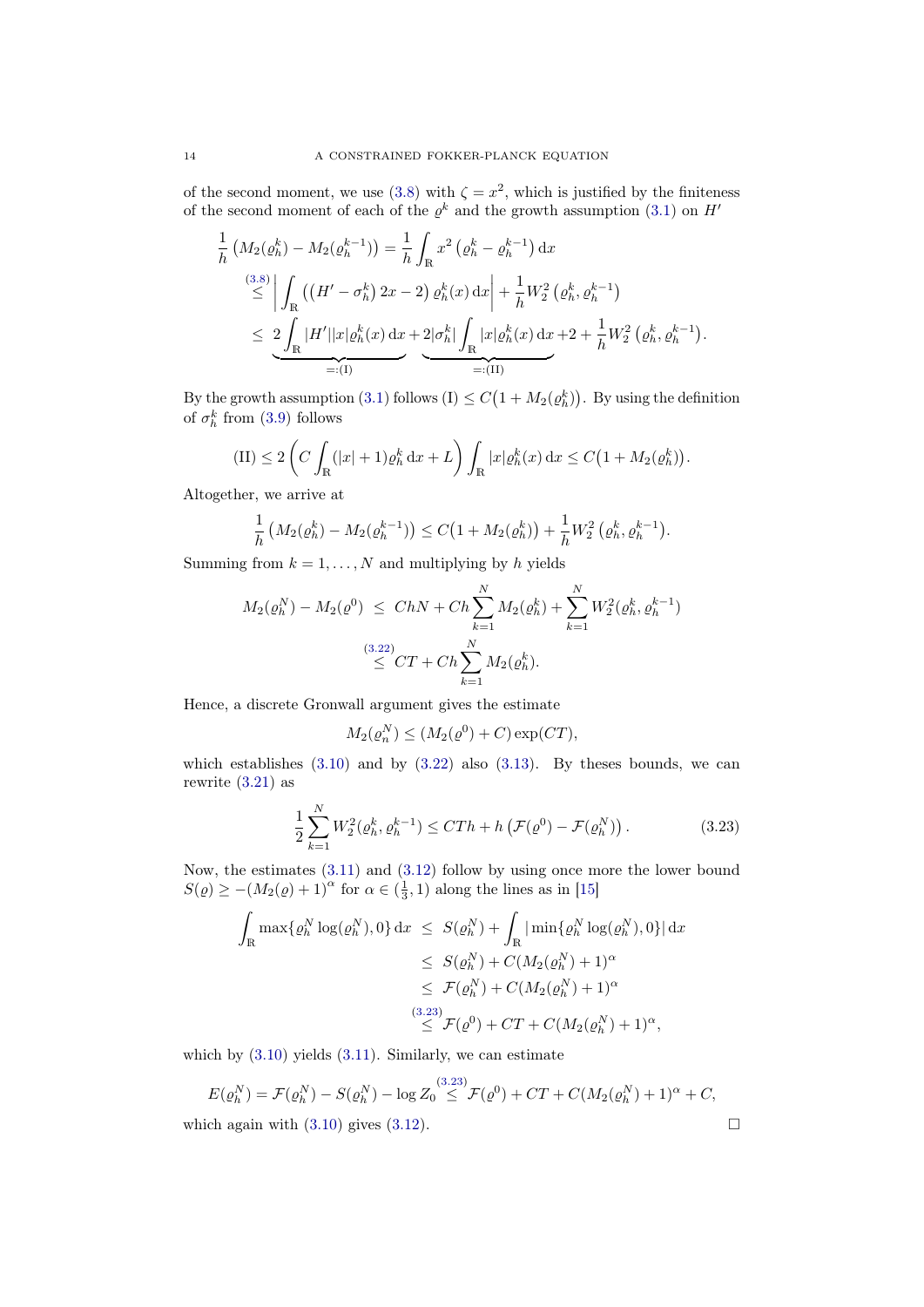of the second moment, we use (3.8) with $\zeta = x^2$, which is justified by the finiteness of the second moment of each of the $\varrho^k$ and the growth assumption (3.1) on $H'$

$$
\begin{aligned}
\frac{1}{h}\left(M_2(\varrho_h^k) - M_2(\varrho_h^{k-1})\right) &= \frac{1}{h}\int_{\mathbb{R}} x^2 \left(\varrho_h^k - \varrho_h^{k-1}\right) \mathrm{d}x \\
&\overset{(3.8)}{\leq} \left| \int_{\mathbb{R}} \left(\left(H' - \sigma_h^k\right) 2x - 2\right) \varrho_h^k(x) \,\mathrm{d}x \right| + \frac{1}{h} W_2^2\left(\varrho_h^k, \varrho_h^{k-1}\right) \\
&\leq \underbrace{2\int_{\mathbb{R}} |H'||x|\varrho_h^k(x)\,\mathrm{d}x}_{=:(\mathrm{I})} + \underbrace{2|\sigma_h^k| \int_{\mathbb{R}} |x|\varrho_h^k(x)\,\mathrm{d}x}_{=:(\mathrm{II})} + 2 + \frac{1}{h} W_2^2\left(\varrho_h^k, \varrho_h^{k-1}\right).
\end{aligned}
$$

By the growth assumption (3.1) follows $(\mathrm{I}) \leq C\big(1 + M_2(\varrho_h^k)\big)$. By using the definition of $\sigma_h^k$ from (3.9) follows

$$
(\mathrm{II}) \leq 2\left( C\int_{\mathbb{R}} (|x|+1)\varrho_h^k \,\mathrm{d}x + L \right) \int_{\mathbb{R}} |x| \varrho_h^k(x)\,\mathrm{d}x \leq C\big(1 + M_2(\varrho_h^k)\big).
$$

Altogether, we arrive at

$$
\frac{1}{h}\left(M_2(\varrho_h^k) - M_2(\varrho_h^{k-1})\right) \leq C\big(1 + M_2(\varrho_h^k)\big) + \frac{1}{h} W_2^2\left(\varrho_h^k, \varrho_h^{k-1}\right).
$$

Summing from $k = 1, \ldots, N$ and multiplying by $h$ yields

$$
\begin{aligned}
M_2(\varrho_h^N) - M_2(\varrho^0) &\leq ChN + Ch\sum_{k=1}^N M_2(\varrho_h^k) + \sum_{k=1}^N W_2^2(\varrho_h^k, \varrho_h^{k-1}) \\
&\overset{(3.22)}{\leq} CT + Ch\sum_{k=1}^N M_2(\varrho_h^k).
\end{aligned}
$$

Hence, a discrete Gronwall argument gives the estimate

$$
M_2(\varrho_n^N) \leq (M_2(\varrho^0) + C)\exp(CT),
$$

which establishes (3.10) and by (3.22) also (3.13). By theses bounds, we can rewrite (3.21) as

$$
\frac{1}{2}\sum_{k=1}^N W_2^2(\varrho_h^k, \varrho_h^{k-1}) \leq CTh + h\left(\mathcal{F}(\varrho^0) - \mathcal{F}(\varrho_h^N)\right). \tag{3.23}
$$

Now, the estimates (3.11) and (3.12) follow by using once more the lower bound $S(\varrho) \geq -(M_2(\varrho)+1)^\alpha$ for $\alpha \in (\frac{1}{3}, 1)$ along the lines as in [15]

$$
\begin{aligned}
\int_{\mathbb{R}} \max\{\varrho_h^N \log(\varrho_h^N), 0\}\,\mathrm{d}x &\leq S(\varrho_h^N) + \int_{\mathbb{R}} |\min\{\varrho_h^N \log(\varrho_h^N), 0\}|\,\mathrm{d}x \\
&\leq S(\varrho_h^N) + C(M_2(\varrho_h^N)+1)^\alpha \\
&\leq \mathcal{F}(\varrho_h^N) + C(M_2(\varrho_h^N)+1)^\alpha \\
&\overset{(3.23)}{\leq} \mathcal{F}(\varrho^0) + CT + C(M_2(\varrho_h^N)+1)^\alpha,
\end{aligned}
$$

which by (3.10) yields (3.11). Similarly, we can estimate

$$
E(\varrho_h^N) = \mathcal{F}(\varrho_h^N) - S(\varrho_h^N) - \log Z_0 \overset{(3.23)}{\leq} \mathcal{F}(\varrho^0) + CT + C(M_2(\varrho_h^N)+1)^\alpha + C,
$$

which again with (3.10) gives (3.12). □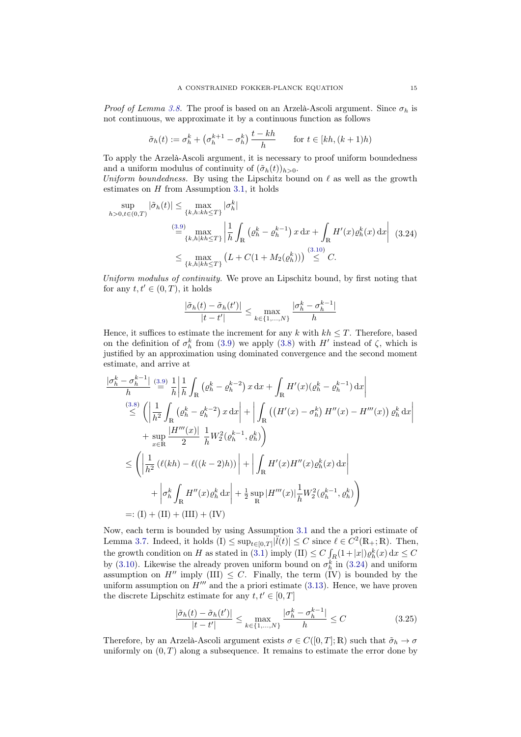*Proof of Lemma 3.8.* The proof is based on an Arzelà-Ascoli argument. Since $\sigma_h$ is not continuous, we approximate it by a continuous function as follows

$$\tilde{\sigma}_h(t) := \sigma_h^k + \left(\sigma_h^{k+1} - \sigma_h^k\right) \frac{t - kh}{h} \qquad \text{for } t \in [kh, (k+1)h)$$

To apply the Arzelà-Ascoli argument, it is necessary to proof uniform boundedness and a uniform modulus of continuity of $(\tilde{\sigma}_h(t))_{h>0}$.

*Uniform boundedness.* By using the Lipschitz bound on $\ell$ as well as the growth estimates on $H$ from Assumption 3.1, it holds

$$\begin{aligned}
\sup_{h>0, t\in(0,T)} |\tilde{\sigma}_h(t)| &\leq \max_{\{k,h: kh \leq T\}} |\sigma_h^k| \\
&\overset{(3.9)}{=} \max_{\{k,h | kh \leq T\}} \left| \frac{1}{h} \int_{\mathbb{R}} \left(\varrho_h^k - \varrho_h^{k-1}\right) x \,\mathrm{d}x + \int_{\mathbb{R}} H'(x) \varrho_h^k(x) \,\mathrm{d}x \right| \\
&\leq \max_{\{k,h | kh \leq T\}} \left(L + C(1 + M_2(\varrho_h^k))\right) \overset{(3.10)}{\leq} C.
\end{aligned} \tag{3.24}$$

*Uniform modulus of continuity.* We prove an Lipschitz bound, by first noting that for any $t, t' \in (0, T)$, it holds

$$\frac{|\tilde{\sigma}_h(t) - \tilde{\sigma}_h(t')|}{|t - t'|} \leq \max_{k \in \{1,\ldots,N\}} \frac{|\sigma_h^k - \sigma_h^{k-1}|}{h}$$

Hence, it suffices to estimate the increment for any $k$ with $kh \leq T$. Therefore, based on the definition of $\sigma_h^k$ from (3.9) we apply (3.8) with $H'$ instead of $\zeta$, which is justified by an approximation using dominated convergence and the second moment estimate, and arrive at

$$\begin{aligned}
\frac{|\sigma_h^k - \sigma_h^{k-1}|}{h} &\overset{(3.9)}{=} \frac{1}{h} \left| \frac{1}{h} \int_{\mathbb{R}} \left(\varrho_h^k - \varrho_h^{k-2}\right) x \,\mathrm{d}x + \int_{\mathbb{R}} H'(x) (\varrho_h^k - \varrho_h^{k-1}) \,\mathrm{d}x \right| \\
&\overset{(3.8)}{\leq} \Bigg( \left| \frac{1}{h^2} \int_{\mathbb{R}} \left(\varrho_h^k - \varrho_h^{k-2}\right) x \,\mathrm{d}x \right| + \left| \int_{\mathbb{R}} \left( \left(H'(x) - \sigma_h^k\right) H''(x) - H'''(x) \right) \varrho_h^k \,\mathrm{d}x \right| \\
&\qquad + \sup_{x \in \mathbb{R}} \frac{|H'''(x)|}{2} \, \frac{1}{h} W_2^2(\varrho_h^{k-1}, \varrho_h^k) \Bigg) \\
&\leq \Bigg( \left| \frac{1}{h^2} \left(\ell(kh) - \ell((k-2)h)\right) \right| + \left| \int_{\mathbb{R}} H'(x) H''(x) \varrho_h^k(x) \,\mathrm{d}x \right| \\
&\qquad + \left| \sigma_h^k \int_{\mathbb{R}} H''(x) \varrho_h^k \,\mathrm{d}x \right| + \tfrac{1}{2} \sup_{\mathbb{R}} |H'''(x)| \frac{1}{h} W_2^2(\varrho_h^{k-1}, \varrho_h^k) \Bigg) \\
&=: (\mathrm{I}) + (\mathrm{II}) + (\mathrm{III}) + (\mathrm{IV})
\end{aligned}$$

Now, each term is bounded by using Assumption 3.1 and the a priori estimate of Lemma 3.7. Indeed, it holds $(\mathrm{I}) \leq \sup_{t\in[0,T]} |\ddot{l}(t)| \leq C$ since $\ell \in C^2(\mathbb{R}_+; \mathbb{R})$. Then, the growth condition on $H$ as stated in (3.1) imply $(\mathrm{II}) \leq C \int_{\mathbb{R}} (1 + |x|) \varrho_h^k(x) \,\mathrm{d}x \leq C$ by (3.10). Likewise the already proven uniform bound on $\sigma_h^k$ in (3.24) and uniform assumption on $H''$ imply $(\mathrm{III}) \leq C$. Finally, the term (IV) is bounded by the uniform assumption on $H'''$ and the a priori estimate (3.13). Hence, we have proven the discrete Lipschitz estimate for any $t, t' \in [0, T]$

$$\frac{|\tilde{\sigma}_h(t) - \tilde{\sigma}_h(t')|}{|t - t'|} \leq \max_{k \in \{1,\ldots,N\}} \frac{|\sigma_h^k - \sigma_h^{k-1}|}{h} \leq C \tag{3.25}$$

Therefore, by an Arzelà-Ascoli argument exists $\sigma \in C([0, T]; \mathbb{R})$ such that $\tilde{\sigma}_h \to \sigma$ uniformly on $(0, T)$ along a subsequence. It remains to estimate the error done by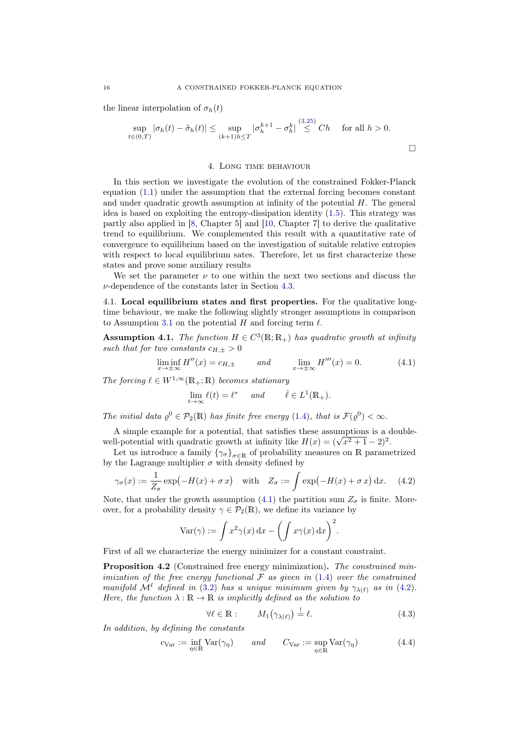the linear interpolation of $\sigma_h(t)$

$$\sup_{t\in(0,T)} |\sigma_h(t) - \tilde{\sigma}_h(t)| \leq \sup_{(k+1)h\leq T} |\sigma_h^{k+1} - \sigma_h^k| \overset{(3.25)}{\leq} Ch \quad \text{for all } h > 0.$$

□

## 4. Long time behaviour

In this section we investigate the evolution of the constrained Fokker-Planck equation (1.1) under the assumption that the external forcing becomes constant and under quadratic growth assumption at infinity of the potential $H$. The general idea is based on exploiting the entropy-dissipation identity (1.5). This strategy was partly also applied in [8, Chapter 5] and [10, Chapter 7] to derive the qualitative trend to equilibrium. We complemented this result with a quantitative rate of convergence to equilibrium based on the investigation of suitable relative entropies with respect to local equilibrium sates. Therefore, let us first characterize these states and prove some auxiliary results

We set the parameter $\nu$ to one within the next two sections and discuss the $\nu$-dependence of the constants later in Section 4.3.

### 4.1. Local equilibrium states and first properties.

For the qualitative long-time behaviour, we make the following slightly stronger assumptions in comparison to Assumption 3.1 on the potential $H$ and forcing term $\ell$.

**Assumption 4.1.** *The function $H \in C^3(\mathbb{R};\mathbb{R}_+)$ has quadratic growth at infinity such that for two constants $c_{H,\pm} > 0$*

$$\liminf_{x\to\pm\infty} H''(x) = c_{H,\pm} \qquad \text{and} \qquad \lim_{x\to\pm\infty} H'''(x) = 0. \tag{4.1}$$

*The forcing $\ell \in W^{1,\infty}(\mathbb{R}_+;\mathbb{R})$ becomes stationary*

$$\lim_{t\to\infty} \ell(t) = \ell^* \quad \text{and} \quad \dot{\ell} \in L^1(\mathbb{R}_+).$$

*The initial data $\varrho^0 \in \mathcal{P}_2(\mathbb{R})$ has finite free energy (1.4), that is $\mathcal{F}(\varrho^0) < \infty$.*

A simple example for a potential, that satisfies these assumptions is a double-well-potential with quadratic growth at infinity like $H(x) = (\sqrt{x^2+1} - 2)^2$.

Let us introduce a family $\{\gamma_\sigma\}_{\sigma\in\mathbb{R}}$ of probability measures on $\mathbb{R}$ parametrized by the Lagrange multiplier $\sigma$ with density defined by

$$\gamma_\sigma(x) := \frac{1}{Z_\sigma} \exp\bigl(-H(x) + \sigma\, x\bigr) \quad \text{with} \quad Z_\sigma := \int \exp\bigl(-H(x) + \sigma\, x\bigr)\,\mathrm{d}x. \tag{4.2}$$

Note, that under the growth assumption (4.1) the partition sum $Z_\sigma$ is finite. Moreover, for a probability density $\gamma \in \mathcal{P}_2(\mathbb{R})$, we define its variance by

$$\mathrm{Var}(\gamma) := \int x^2 \gamma(x)\,\mathrm{d}x - \left(\int x\gamma(x)\,\mathrm{d}x\right)^2.$$

First of all we characterize the energy minimizer for a constant constraint.

**Proposition 4.2** (Constrained free energy minimization)**.** *The constrained minimization of the free energy functional $\mathcal{F}$ as given in (1.4) over the constrained manifold $\mathcal{M}^\ell$ defined in (3.2) has a unique minimum given by $\gamma_{\lambda(\ell)}$ as in (4.2). Here, the function $\lambda : \mathbb{R} \to \mathbb{R}$ is implicitly defined as the solution to*

$$\forall \ell \in \mathbb{R}: \qquad M_1\bigl(\gamma_{\lambda(\ell)}\bigr) \overset{!}{=} \ell. \tag{4.3}$$

*In addition, by defining the constants*

$$c_{\mathrm{Var}} := \inf_{\eta\in\mathbb{R}} \mathrm{Var}(\gamma_\eta) \qquad \text{and} \qquad C_{\mathrm{Var}} := \sup_{\eta\in\mathbb{R}} \mathrm{Var}(\gamma_\eta) \tag{4.4}$$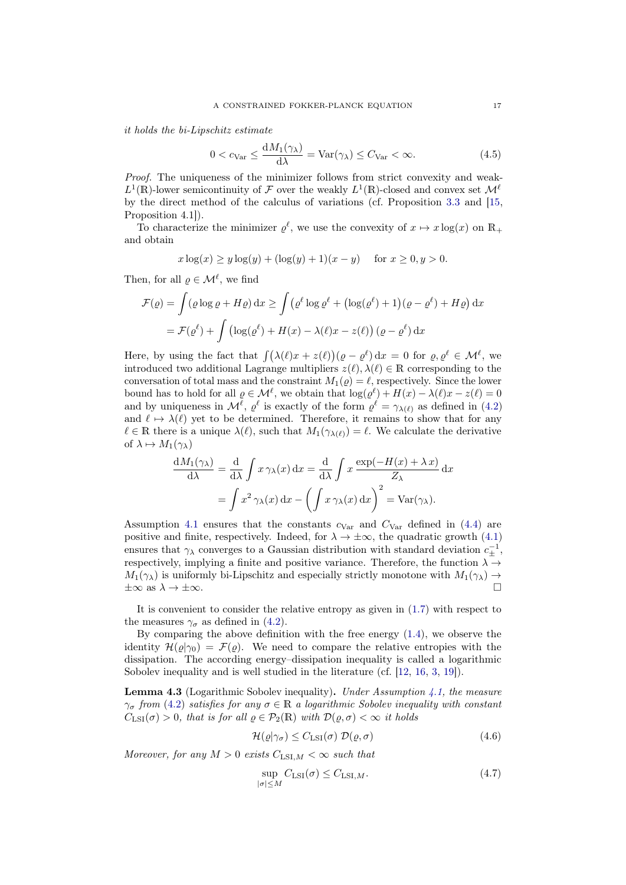*it holds the bi-Lipschitz estimate*

$$0 < c_{\mathrm{Var}} \leq \frac{\mathrm{d}M_1(\gamma_\lambda)}{\mathrm{d}\lambda} = \mathrm{Var}(\gamma_\lambda) \leq C_{\mathrm{Var}} < \infty. \tag{4.5}$$

*Proof.* The uniqueness of the minimizer follows from strict convexity and weak-$L^1(\mathbb{R})$-lower semicontinuity of $\mathcal{F}$ over the weakly $L^1(\mathbb{R})$-closed and convex set $\mathcal{M}^\ell$ by the direct method of the calculus of variations (cf. Proposition 3.3 and [15, Proposition 4.1]).

To characterize the minimizer $\varrho^\ell$, we use the convexity of $x \mapsto x\log(x)$ on $\mathbb{R}_+$ and obtain

$$x\log(x) \geq y\log(y) + (\log(y)+1)(x-y) \quad \text{ for } x \geq 0, y > 0.$$

Then, for all $\varrho \in \mathcal{M}^\ell$, we find

$$\begin{aligned}
\mathcal{F}(\varrho) &= \int (\varrho\log\varrho + H\varrho)\,\mathrm{d}x \geq \int \left(\varrho^\ell \log \varrho^\ell + \left(\log(\varrho^\ell)+1\right)(\varrho - \varrho^\ell) + H\varrho\right)\mathrm{d}x \\
&= \mathcal{F}(\varrho^\ell) + \int \left(\log(\varrho^\ell) + H(x) - \lambda(\ell)x - z(\ell)\right)(\varrho - \varrho^\ell)\,\mathrm{d}x
\end{aligned}$$

Here, by using the fact that $\int \big(\lambda(\ell)x + z(\ell)\big)(\varrho - \varrho^\ell)\,\mathrm{d}x = 0$ for $\varrho, \varrho^\ell \in \mathcal{M}^\ell$, we introduced two additional Lagrange multipliers $z(\ell), \lambda(\ell) \in \mathbb{R}$ corresponding to the conversation of total mass and the constraint $M_1(\varrho) = \ell$, respectively. Since the lower bound has to hold for all $\varrho \in \mathcal{M}^\ell$, we obtain that $\log(\varrho^\ell) + H(x) - \lambda(\ell)x - z(\ell) = 0$ and by uniqueness in $\mathcal{M}^\ell$, $\varrho^\ell$ is exactly of the form $\varrho^\ell = \gamma_{\lambda(\ell)}$ as defined in (4.2) and $\ell \mapsto \lambda(\ell)$ yet to be determined. Therefore, it remains to show that for any $\ell \in \mathbb{R}$ there is a unique $\lambda(\ell)$, such that $M_1(\gamma_{\lambda(\ell)}) = \ell$. We calculate the derivative of $\lambda \mapsto M_1(\gamma_\lambda)$

$$\begin{aligned}
\frac{\mathrm{d}M_1(\gamma_\lambda)}{\mathrm{d}\lambda} &= \frac{\mathrm{d}}{\mathrm{d}\lambda}\int x\,\gamma_\lambda(x)\,\mathrm{d}x = \frac{\mathrm{d}}{\mathrm{d}\lambda}\int x\,\frac{\exp(-H(x)+\lambda\,x)}{Z_\lambda}\,\mathrm{d}x \\
&= \int x^2\,\gamma_\lambda(x)\,\mathrm{d}x - \left(\int x\,\gamma_\lambda(x)\,\mathrm{d}x\right)^2 = \mathrm{Var}(\gamma_\lambda).
\end{aligned}$$

Assumption 4.1 ensures that the constants $c_{\mathrm{Var}}$ and $C_{\mathrm{Var}}$ defined in (4.4) are positive and finite, respectively. Indeed, for $\lambda \to \pm\infty$, the quadratic growth (4.1) ensures that $\gamma_\lambda$ converges to a Gaussian distribution with standard deviation $c_\pm^{-1}$, respectively, implying a finite and positive variance. Therefore, the function $\lambda \to M_1(\gamma_\lambda)$ is uniformly bi-Lipschitz and especially strictly monotone with $M_1(\gamma_\lambda) \to \pm\infty$ as $\lambda \to \pm\infty$. $\square$

It is convenient to consider the relative entropy as given in (1.7) with respect to the measures $\gamma_\sigma$ as defined in (4.2).

By comparing the above definition with the free energy (1.4), we observe the identity $\mathcal{H}(\varrho|\gamma_0) = \mathcal{F}(\varrho)$. We need to compare the relative entropies with the dissipation. The according energy–dissipation inequality is called a logarithmic Sobolev inequality and is well studied in the literature (cf. [12, 16, 3, 19]).

**Lemma 4.3** (Logarithmic Sobolev inequality)**.** *Under Assumption 4.1, the measure $\gamma_\sigma$ from (4.2) satisfies for any $\sigma \in \mathbb{R}$ a logarithmic Sobolev inequality with constant $C_{\mathrm{LSI}}(\sigma) > 0$, that is for all $\varrho \in \mathcal{P}_2(\mathbb{R})$ with $\mathcal{D}(\varrho,\sigma) < \infty$ it holds*

$$\mathcal{H}(\varrho|\gamma_\sigma) \leq C_{\mathrm{LSI}}(\sigma)\;\mathcal{D}(\varrho,\sigma) \tag{4.6}$$

*Moreover, for any $M > 0$ exists $C_{\mathrm{LSI},M} < \infty$ such that*

$$\sup_{|\sigma|\leq M} C_{\mathrm{LSI}}(\sigma) \leq C_{\mathrm{LSI},M}. \tag{4.7}$$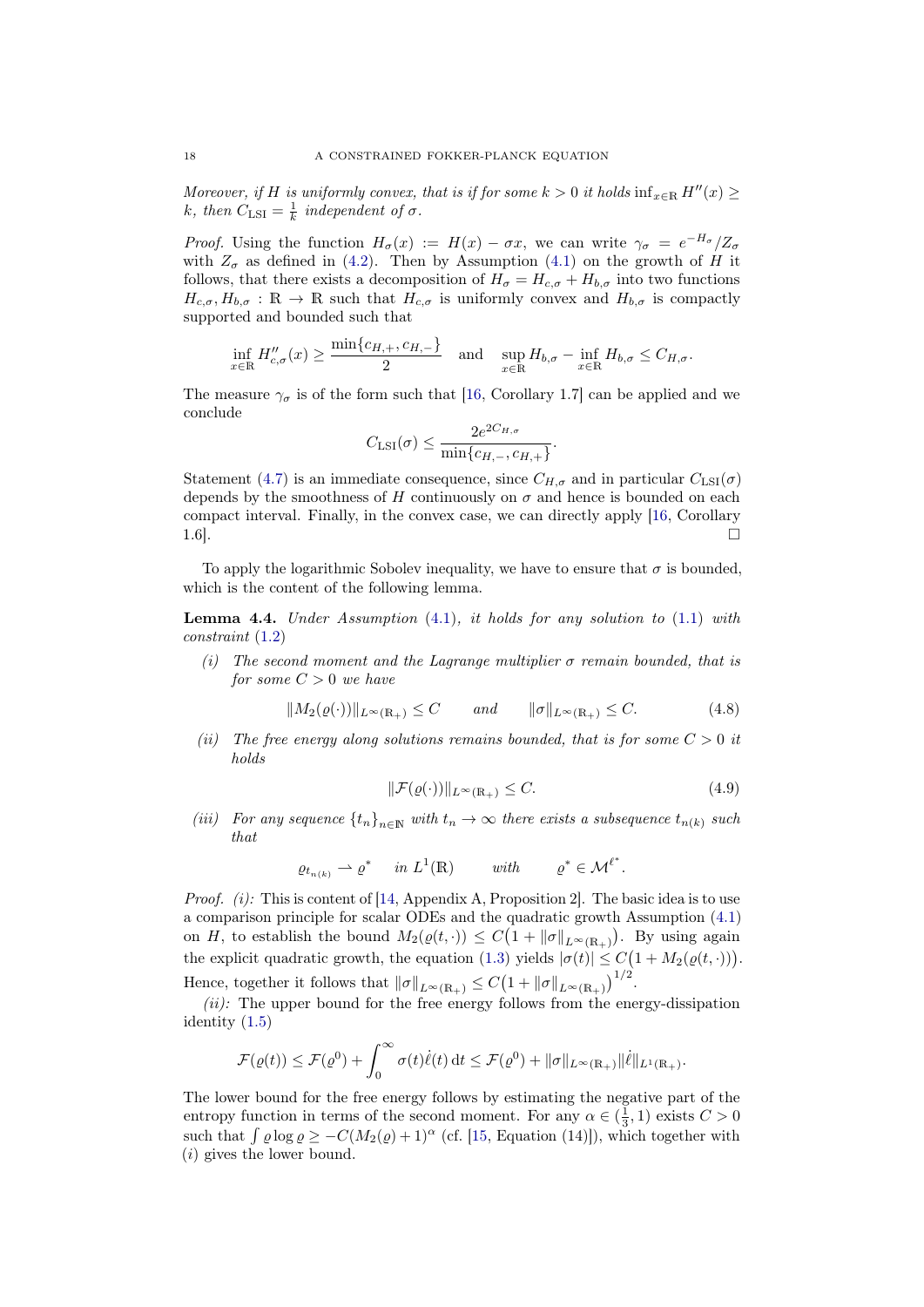*Moreover, if $H$ is uniformly convex, that is if for some $k > 0$ it holds $\inf_{x\in\mathbb{R}} H''(x) \geq k$, then $C_{\mathrm{LSI}} = \frac{1}{k}$ independent of $\sigma$.*

*Proof.* Using the function $H_\sigma(x) := H(x) - \sigma x$, we can write $\gamma_\sigma = e^{-H_\sigma}/Z_\sigma$ with $Z_\sigma$ as defined in (4.2). Then by Assumption (4.1) on the growth of $H$ it follows, that there exists a decomposition of $H_\sigma = H_{c,\sigma} + H_{b,\sigma}$ into two functions $H_{c,\sigma}, H_{b,\sigma} : \mathbb{R} \to \mathbb{R}$ such that $H_{c,\sigma}$ is uniformly convex and $H_{b,\sigma}$ is compactly supported and bounded such that

$$\inf_{x\in\mathbb{R}} H''_{c,\sigma}(x) \geq \frac{\min\{c_{H,+}, c_{H,-}\}}{2} \quad \text{and} \quad \sup_{x\in\mathbb{R}} H_{b,\sigma} - \inf_{x\in\mathbb{R}} H_{b,\sigma} \leq C_{H,\sigma}.$$

The measure $\gamma_\sigma$ is of the form such that [16, Corollary 1.7] can be applied and we conclude

$$C_{\mathrm{LSI}}(\sigma) \leq \frac{2e^{2C_{H,\sigma}}}{\min\{c_{H,-}, c_{H,+}\}}.$$

Statement (4.7) is an immediate consequence, since $C_{H,\sigma}$ and in particular $C_{\mathrm{LSI}}(\sigma)$ depends by the smoothness of $H$ continuously on $\sigma$ and hence is bounded on each compact interval. Finally, in the convex case, we can directly apply [16, Corollary 1.6]. □

To apply the logarithmic Sobolev inequality, we have to ensure that $\sigma$ is bounded, which is the content of the following lemma.

**Lemma 4.4.** *Under Assumption (4.1), it holds for any solution to (1.1) with constraint (1.2)*

*(i) The second moment and the Lagrange multiplier $\sigma$ remain bounded, that is for some $C > 0$ we have*

$$\|M_2(\varrho(\cdot))\|_{L^\infty(\mathbb{R}_+)} \leq C \qquad \text{and} \qquad \|\sigma\|_{L^\infty(\mathbb{R}_+)} \leq C. \tag{4.8}$$

*(ii) The free energy along solutions remains bounded, that is for some $C > 0$ it holds*

$$\|\mathcal{F}(\varrho(\cdot))\|_{L^\infty(\mathbb{R}_+)} \leq C. \tag{4.9}$$

*(iii) For any sequence $\{t_n\}_{n\in\mathbb{N}}$ with $t_n \to \infty$ there exists a subsequence $t_{n(k)}$ such that*

$$\varrho_{t_{n(k)}} \rightharpoonup \varrho^* \quad \text{in } L^1(\mathbb{R}) \qquad \text{with} \qquad \varrho^* \in \mathcal{M}^{\ell^*}.$$

*Proof.* *(i):* This is content of [14, Appendix A, Proposition 2]. The basic idea is to use a comparison principle for scalar ODEs and the quadratic growth Assumption (4.1) on $H$, to establish the bound $M_2(\varrho(t,\cdot)) \leq C\big(1 + \|\sigma\|_{L^\infty(\mathbb{R}_+)}\big)$. By using again the explicit quadratic growth, the equation (1.3) yields $|\sigma(t)| \leq C\big(1 + M_2(\varrho(t,\cdot))\big)$. Hence, together it follows that $\|\sigma\|_{L^\infty(\mathbb{R}_+)} \leq C\big(1 + \|\sigma\|_{L^\infty(\mathbb{R}_+)}\big)^{1/2}$.

*(ii):* The upper bound for the free energy follows from the energy-dissipation identity (1.5)

$$\mathcal{F}(\varrho(t)) \leq \mathcal{F}(\varrho^0) + \int_0^\infty \sigma(t)\dot{\ell}(t)\,\mathrm{d}t \leq \mathcal{F}(\varrho^0) + \|\sigma\|_{L^\infty(\mathbb{R}_+)}\|\dot{\ell}\|_{L^1(\mathbb{R}_+)}.$$

The lower bound for the free energy follows by estimating the negative part of the entropy function in terms of the second moment. For any $\alpha \in (\frac{1}{3}, 1)$ exists $C > 0$ such that $\int \varrho \log \varrho \geq -C(M_2(\varrho) + 1)^\alpha$ (cf. [15, Equation (14)]), which together with $(i)$ gives the lower bound.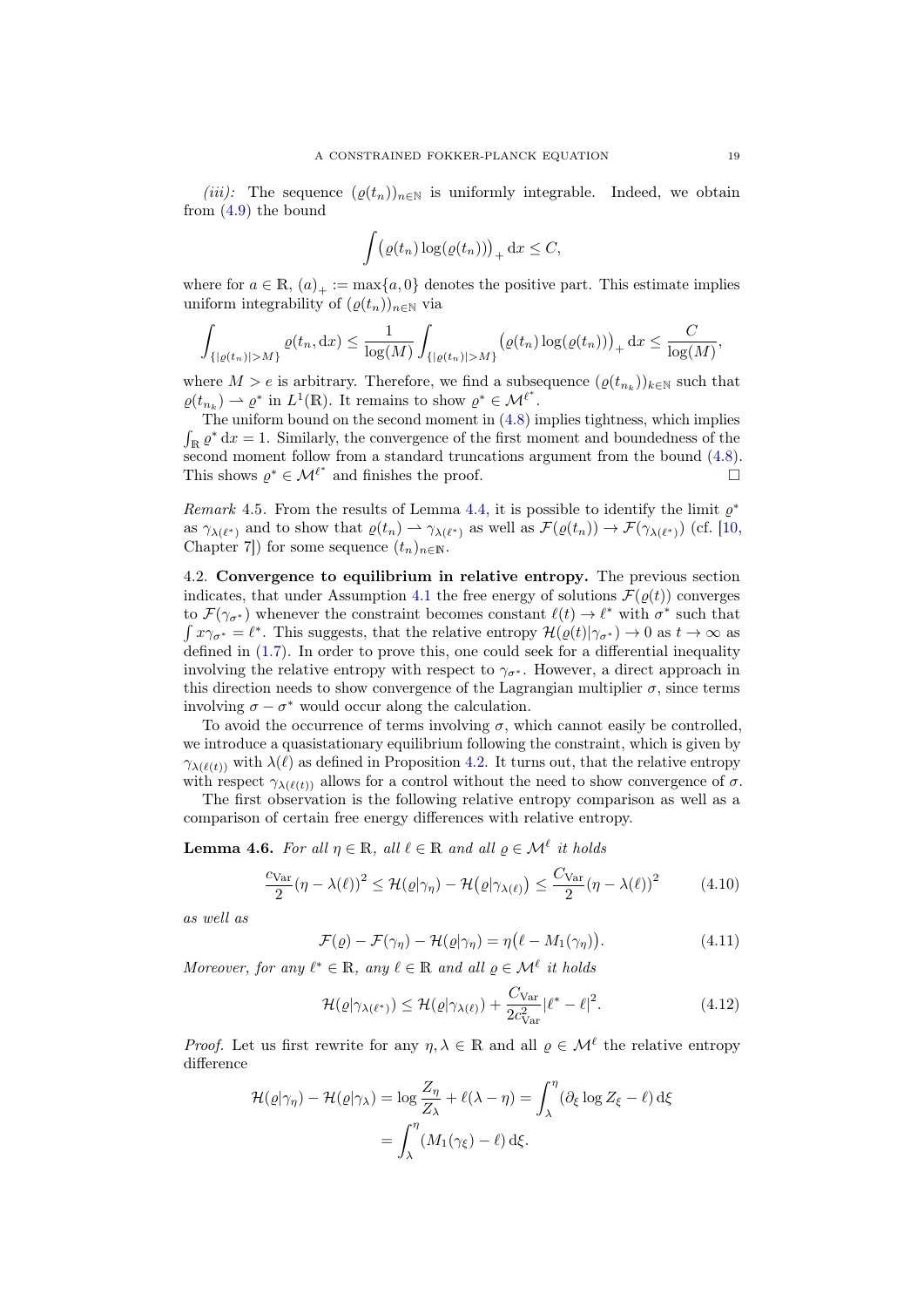*(iii):* The sequence $(\varrho(t_n))_{n\in\mathbb{N}}$ is uniformly integrable. Indeed, we obtain from (4.9) the bound

$$\int \big(\varrho(t_n)\log(\varrho(t_n))\big)_+ \,\mathrm{d}x \le C,$$

where for $a\in\mathbb{R}$, $(a)_+ := \max\{a,0\}$ denotes the positive part. This estimate implies uniform integrability of $(\varrho(t_n))_{n\in\mathbb{N}}$ via

$$\int_{\{|\varrho(t_n)|>M\}} \varrho(t_n,\mathrm{d}x) \le \frac{1}{\log(M)}\int_{\{|\varrho(t_n)|>M\}} \big(\varrho(t_n)\log(\varrho(t_n))\big)_+ \,\mathrm{d}x \le \frac{C}{\log(M)},$$

where $M>e$ is arbitrary. Therefore, we find a subsequence $(\varrho(t_{n_k}))_{k\in\mathbb{N}}$ such that $\varrho(t_{n_k}) \rightharpoonup \varrho^*$ in $L^1(\mathbb{R})$. It remains to show $\varrho^*\in\mathcal{M}^{\ell^*}$.

The uniform bound on the second moment in (4.8) implies tightness, which implies $\int_{\mathbb{R}}\varrho^*\,\mathrm{d}x = 1$. Similarly, the convergence of the first moment and boundedness of the second moment follow from a standard truncations argument from the bound (4.8). This shows $\varrho^*\in\mathcal{M}^{\ell^*}$ and finishes the proof. □

*Remark* 4.5. From the results of Lemma 4.4, it is possible to identify the limit $\varrho^*$ as $\gamma_{\lambda(\ell^*)}$ and to show that $\varrho(t_n)\rightharpoonup\gamma_{\lambda(\ell^*)}$ as well as $\mathcal{F}(\varrho(t_n))\to\mathcal{F}(\gamma_{\lambda(\ell^*)})$ (cf. [10, Chapter 7]) for some sequence $(t_n)_{n\in\mathbb{N}}$.

## 4.2. Convergence to equilibrium in relative entropy.

The previous section indicates, that under Assumption 4.1 the free energy of solutions $\mathcal{F}(\varrho(t))$ converges to $\mathcal{F}(\gamma_{\sigma^*})$ whenever the constraint becomes constant $\ell(t)\to\ell^*$ with $\sigma^*$ such that $\int x\gamma_{\sigma^*} = \ell^*$. This suggests, that the relative entropy $\mathcal{H}(\varrho(t)|\gamma_{\sigma^*})\to 0$ as $t\to\infty$ as defined in (1.7). In order to prove this, one could seek for a differential inequality involving the relative entropy with respect to $\gamma_{\sigma^*}$. However, a direct approach in this direction needs to show convergence of the Lagrangian multiplier $\sigma$, since terms involving $\sigma-\sigma^*$ would occur along the calculation.

To avoid the occurrence of terms involving $\sigma$, which cannot easily be controlled, we introduce a quasistationary equilibrium following the constraint, which is given by $\gamma_{\lambda(\ell(t))}$ with $\lambda(\ell)$ as defined in Proposition 4.2. It turns out, that the relative entropy with respect $\gamma_{\lambda(\ell(t))}$ allows for a control without the need to show convergence of $\sigma$.

The first observation is the following relative entropy comparison as well as a comparison of certain free energy differences with relative entropy.

**Lemma 4.6.** *For all $\eta\in\mathbb{R}$, all $\ell\in\mathbb{R}$ and all $\varrho\in\mathcal{M}^\ell$ it holds*

$$\frac{c_{\mathrm{Var}}}{2}(\eta-\lambda(\ell))^2 \le \mathcal{H}(\varrho|\gamma_\eta) - \mathcal{H}\big(\varrho|\gamma_{\lambda(\ell)}\big) \le \frac{C_{\mathrm{Var}}}{2}(\eta-\lambda(\ell))^2 \tag{4.10}$$

*as well as*

$$\mathcal{F}(\varrho) - \mathcal{F}(\gamma_\eta) - \mathcal{H}(\varrho|\gamma_\eta) = \eta\big(\ell - M_1(\gamma_\eta)\big). \tag{4.11}$$

*Moreover, for any $\ell^*\in\mathbb{R}$, any $\ell\in\mathbb{R}$ and all $\varrho\in\mathcal{M}^\ell$ it holds*

$$\mathcal{H}(\varrho|\gamma_{\lambda(\ell^*)}) \le \mathcal{H}(\varrho|\gamma_{\lambda(\ell)}) + \frac{C_{\mathrm{Var}}}{2c_{\mathrm{Var}}^2}|\ell^*-\ell|^2. \tag{4.12}$$

*Proof.* Let us first rewrite for any $\eta,\lambda\in\mathbb{R}$ and all $\varrho\in\mathcal{M}^\ell$ the relative entropy difference

$$\begin{aligned}\mathcal{H}(\varrho|\gamma_\eta) - \mathcal{H}(\varrho|\gamma_\lambda) &= \log\frac{Z_\eta}{Z_\lambda} + \ell(\lambda-\eta) = \int_\lambda^\eta (\partial_\xi \log Z_\xi - \ell)\,\mathrm{d}\xi \\ &= \int_\lambda^\eta (M_1(\gamma_\xi)-\ell)\,\mathrm{d}\xi.\end{aligned}$$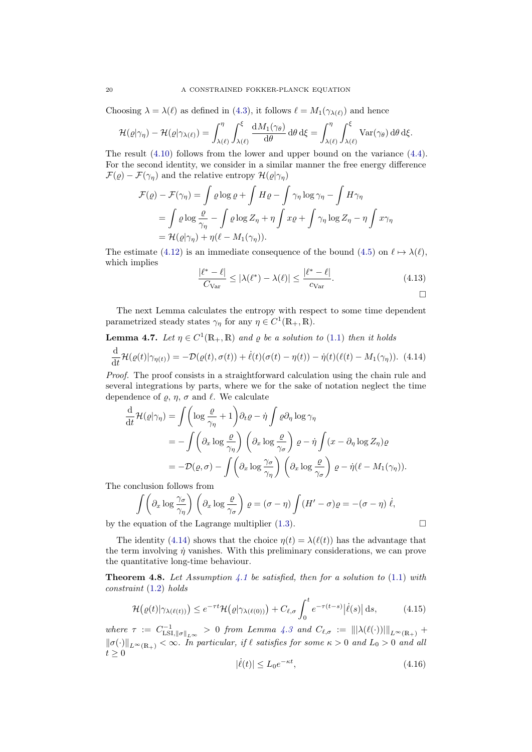Choosing $\lambda = \lambda(\ell)$ as defined in (4.3), it follows $\ell = M_1(\gamma_{\lambda(\ell)})$ and hence

$$\mathcal{H}(\varrho|\gamma_\eta) - \mathcal{H}(\varrho|\gamma_{\lambda(\ell)}) = \int_{\lambda(\ell)}^{\eta} \int_{\lambda(\ell)}^{\xi} \frac{\mathrm{d} M_1(\gamma_\theta)}{\mathrm{d}\theta} \,\mathrm{d}\theta \,\mathrm{d}\xi = \int_{\lambda(\ell)}^{\eta} \int_{\lambda(\ell)}^{\xi} \operatorname{Var}(\gamma_\theta) \,\mathrm{d}\theta \,\mathrm{d}\xi.$$

The result (4.10) follows from the lower and upper bound on the variance (4.4). For the second identity, we consider in a similar manner the free energy difference $\mathcal{F}(\varrho) - \mathcal{F}(\gamma_\eta)$ and the relative entropy $\mathcal{H}(\varrho|\gamma_\eta)$

$$\begin{aligned}
\mathcal{F}(\varrho) - \mathcal{F}(\gamma_\eta) &= \int \varrho \log \varrho + \int H \varrho - \int \gamma_\eta \log \gamma_\eta - \int H \gamma_\eta \\
&= \int \varrho \log \frac{\varrho}{\gamma_\eta} - \int \varrho \log Z_\eta + \eta \int x \varrho + \int \gamma_\eta \log Z_\eta - \eta \int x \gamma_\eta \\
&= \mathcal{H}(\varrho|\gamma_\eta) + \eta(\ell - M_1(\gamma_\eta)).
\end{aligned}$$

The estimate (4.12) is an immediate consequence of the bound (4.5) on $\ell \mapsto \lambda(\ell)$, which implies

$$\frac{|\ell^* - \ell|}{C_{\mathrm{Var}}} \le |\lambda(\ell^*) - \lambda(\ell)| \le \frac{|\ell^* - \ell|}{c_{\mathrm{Var}}}. \tag{4.13}$$

□

The next Lemma calculates the entropy with respect to some time dependent parametrized steady states $\gamma_\eta$ for any $\eta \in C^1(\mathbb{R}_+, \mathbb{R})$.

**Lemma 4.7.** *Let $\eta \in C^1(\mathbb{R}_+, \mathbb{R})$ and $\varrho$ be a solution to (1.1) then it holds*

$$\frac{\mathrm{d}}{\mathrm{d}t} \mathcal{H}(\varrho(t)|\gamma_{\eta(t)}) = -\mathcal{D}(\varrho(t), \sigma(t)) + \dot{\ell}(t)(\sigma(t) - \eta(t)) - \dot{\eta}(t)(\ell(t) - M_1(\gamma_\eta)). \tag{4.14}$$

*Proof.* The proof consists in a straightforward calculation using the chain rule and several integrations by parts, where we for the sake of notation neglect the time dependence of $\varrho$, $\eta$, $\sigma$ and $\ell$. We calculate

$$\begin{aligned}
\frac{\mathrm{d}}{\mathrm{d}t} \mathcal{H}(\varrho|\gamma_\eta) &= \int \left( \log \frac{\varrho}{\gamma_\eta} + 1 \right) \partial_t \varrho - \dot{\eta} \int \varrho \partial_\eta \log \gamma_\eta \\
&= -\int \left( \partial_x \log \frac{\varrho}{\gamma_\eta} \right) \left( \partial_x \log \frac{\varrho}{\gamma_\sigma} \right) \varrho - \dot{\eta} \int (x - \partial_\eta \log Z_\eta) \varrho \\
&= -\mathcal{D}(\varrho, \sigma) - \int \left( \partial_x \log \frac{\gamma_\sigma}{\gamma_\eta} \right) \left( \partial_x \log \frac{\varrho}{\gamma_\sigma} \right) \varrho - \dot{\eta}(\ell - M_1(\gamma_\eta)).
\end{aligned}$$

The conclusion follows from

$$\int \left( \partial_x \log \frac{\gamma_\sigma}{\gamma_\eta} \right) \left( \partial_x \log \frac{\varrho}{\gamma_\sigma} \right) \varrho = (\sigma - \eta) \int (H' - \sigma) \varrho = -(\sigma - \eta)\, \dot{\ell},$$

by the equation of the Lagrange multiplier (1.3). □

The identity (4.14) shows that the choice $\eta(t) = \lambda(\ell(t))$ has the advantage that the term involving $\dot{\eta}$ vanishes. With this preliminary considerations, we can prove the quantitative long-time behaviour.

**Theorem 4.8.** *Let Assumption 4.1 be satisfied, then for a solution to (1.1) with constraint (1.2) holds*

$$\mathcal{H}\big(\varrho(t)|\gamma_{\lambda(\ell(t))}\big) \le e^{-\tau t} \mathcal{H}\big(\varrho|\gamma_{\lambda(\ell(0))}\big) + C_{\ell,\sigma} \int_0^t e^{-\tau(t-s)} \big|\dot{\ell}(s)\big| \,\mathrm{d}s, \tag{4.15}$$

*where $\tau := C_{\mathrm{LSI}, \|\sigma\|_{L^\infty}}^{-1} > 0$ from Lemma 4.3 and $C_{\ell,\sigma} := \||\lambda(\ell(\cdot))|\|_{L^\infty(\mathbb{R}_+)} + \|\sigma(\cdot)\|_{L^\infty(\mathbb{R}_+)} < \infty$. In particular, if $\ell$ satisfies for some $\kappa > 0$ and $L_0 > 0$ and all $t \ge 0$*

$$|\dot{\ell}(t)| \le L_0 e^{-\kappa t}, \tag{4.16}$$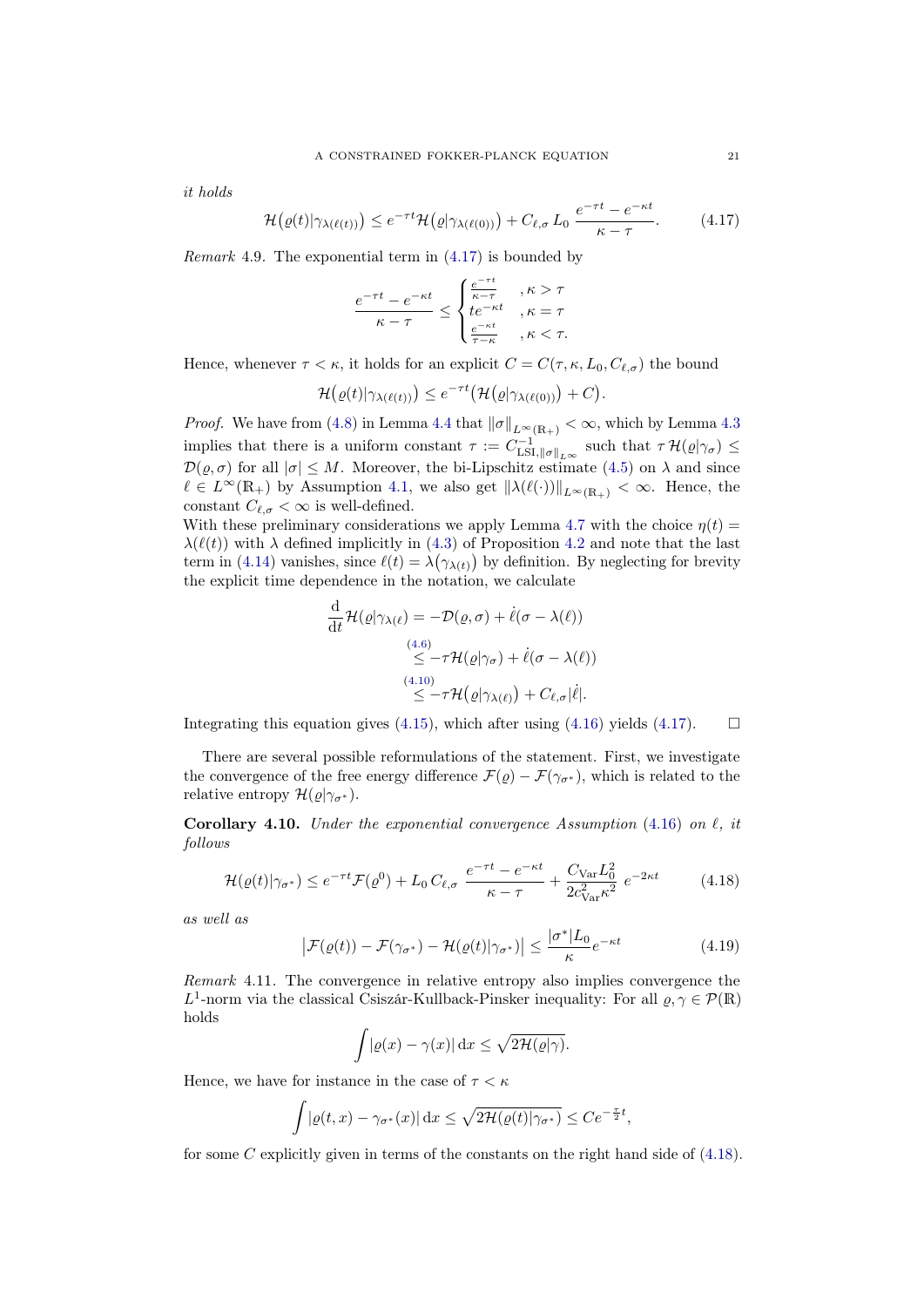*it holds*

$$\mathcal{H}\big(\varrho(t)|\gamma_{\lambda(\ell(t))}\big) \le e^{-\tau t}\mathcal{H}\big(\varrho|\gamma_{\lambda(\ell(0))}\big) + C_{\ell,\sigma}\, L_0\, \frac{e^{-\tau t} - e^{-\kappa t}}{\kappa - \tau}. \tag{4.17}$$

*Remark* 4.9. The exponential term in (4.17) is bounded by

$$\frac{e^{-\tau t} - e^{-\kappa t}}{\kappa - \tau} \le \begin{cases} \frac{e^{-\tau t}}{\kappa - \tau} & ,\kappa > \tau \\ t e^{-\kappa t} & ,\kappa = \tau \\ \frac{e^{-\kappa t}}{\tau - \kappa} & ,\kappa < \tau. \end{cases}$$

Hence, whenever $\tau < \kappa$, it holds for an explicit $C = C(\tau, \kappa, L_0, C_{\ell,\sigma})$ the bound

$$\mathcal{H}\big(\varrho(t)|\gamma_{\lambda(\ell(t))}\big) \le e^{-\tau t}\big(\mathcal{H}\big(\varrho|\gamma_{\lambda(\ell(0))}\big) + C\big).$$

*Proof.* We have from (4.8) in Lemma 4.4 that $\|\sigma\|_{L^\infty(\mathbb{R}_+)} < \infty$, which by Lemma 4.3 implies that there is a uniform constant $\tau := C^{-1}_{\mathrm{LSI},\|\sigma\|_{L^\infty}}$ such that $\tau\, \mathcal{H}(\varrho|\gamma_\sigma) \le \mathcal{D}(\varrho, \sigma)$ for all $|\sigma| \le M$. Moreover, the bi-Lipschitz estimate (4.5) on $\lambda$ and since $\ell \in L^\infty(\mathbb{R}_+)$ by Assumption 4.1, we also get $\|\lambda(\ell(\cdot))\|_{L^\infty(\mathbb{R}_+)} < \infty$. Hence, the constant $C_{\ell,\sigma} < \infty$ is well-defined.

With these preliminary considerations we apply Lemma 4.7 with the choice $\eta(t) = \lambda(\ell(t))$ with $\lambda$ defined implicitly in (4.3) of Proposition 4.2 and note that the last term in (4.14) vanishes, since $\ell(t) = \lambda\big(\gamma_{\lambda(t)}\big)$ by definition. By neglecting for brevity the explicit time dependence in the notation, we calculate

$$\begin{aligned}
\frac{\mathrm{d}}{\mathrm{d}t}\mathcal{H}(\varrho|\gamma_{\lambda(\ell)}) &= -\mathcal{D}(\varrho, \sigma) + \dot{\ell}(\sigma - \lambda(\ell)) \\
&\overset{(4.6)}{\le} -\tau\mathcal{H}(\varrho|\gamma_\sigma) + \dot{\ell}(\sigma - \lambda(\ell)) \\
&\overset{(4.10)}{\le} -\tau\mathcal{H}\big(\varrho|\gamma_{\lambda(\ell)}\big) + C_{\ell,\sigma}|\dot{\ell}|.
\end{aligned}$$

Integrating this equation gives (4.15), which after using (4.16) yields (4.17). $\square$

There are several possible reformulations of the statement. First, we investigate the convergence of the free energy difference $\mathcal{F}(\varrho) - \mathcal{F}(\gamma_{\sigma^*})$, which is related to the relative entropy $\mathcal{H}(\varrho|\gamma_{\sigma^*})$.

**Corollary 4.10.** *Under the exponential convergence Assumption* (4.16) *on* $\ell$*, it follows*

$$\mathcal{H}(\varrho(t)|\gamma_{\sigma^*}) \le e^{-\tau t}\mathcal{F}(\varrho^0) + L_0\, C_{\ell,\sigma}\, \frac{e^{-\tau t} - e^{-\kappa t}}{\kappa - \tau} + \frac{C_{\mathrm{Var}} L_0^2}{2c_{\mathrm{Var}}^2 \kappa^2}\, e^{-2\kappa t} \tag{4.18}$$

*as well as*

$$\big|\mathcal{F}(\varrho(t)) - \mathcal{F}(\gamma_{\sigma^*}) - \mathcal{H}(\varrho(t)|\gamma_{\sigma^*})\big| \le \frac{|\sigma^*| L_0}{\kappa} e^{-\kappa t} \tag{4.19}$$

*Remark* 4.11. The convergence in relative entropy also implies convergence the $L^1$-norm via the classical Csiszár-Kullback-Pinsker inequality: For all $\varrho, \gamma \in \mathcal{P}(\mathbb{R})$ holds

$$\int |\varrho(x) - \gamma(x)|\,\mathrm{d}x \le \sqrt{2\mathcal{H}(\varrho|\gamma)}.$$

Hence, we have for instance in the case of $\tau < \kappa$

$$\int |\varrho(t,x) - \gamma_{\sigma^*}(x)|\,\mathrm{d}x \le \sqrt{2\mathcal{H}(\varrho(t)|\gamma_{\sigma^*})} \le C e^{-\frac{\tau}{2}t},$$

for some $C$ explicitly given in terms of the constants on the right hand side of (4.18).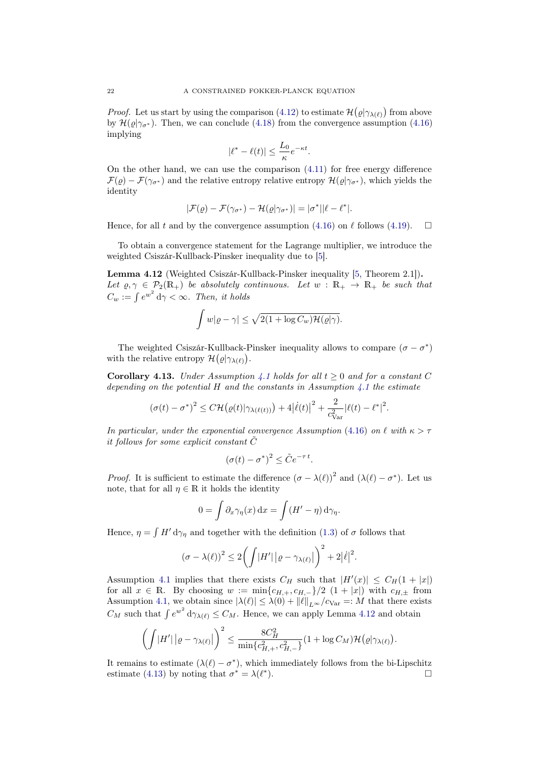*Proof.* Let us start by using the comparison (4.12) to estimate $\mathcal{H}(\varrho|\gamma_{\lambda(\ell)})$ from above by $\mathcal{H}(\varrho|\gamma_{\sigma^*})$. Then, we can conclude (4.18) from the convergence assumption (4.16) implying

$$|\ell^* - \ell(t)| \leq \frac{L_0}{\kappa} e^{-\kappa t}.$$

On the other hand, we can use the comparison (4.11) for free energy difference $\mathcal{F}(\varrho) - \mathcal{F}(\gamma_{\sigma^*})$ and the relative entropy relative entropy $\mathcal{H}(\varrho|\gamma_{\sigma^*})$, which yields the identity

$$|\mathcal{F}(\varrho) - \mathcal{F}(\gamma_{\sigma^*}) - \mathcal{H}(\varrho|\gamma_{\sigma^*})| = |\sigma^*||\ell - \ell^*|.$$

Hence, for all $t$ and by the convergence assumption (4.16) on $\ell$ follows (4.19). □

To obtain a convergence statement for the Lagrange multiplier, we introduce the weighted Csiszár-Kullback-Pinsker inequality due to [5].

**Lemma 4.12** (Weighted Csiszár-Kullback-Pinsker inequality [5, Theorem 2.1])**.** *Let $\varrho, \gamma \in \mathcal{P}_2(\mathbb{R}_+)$ be absolutely continuous. Let $w : \mathbb{R}_+ \to \mathbb{R}_+$ be such that $C_w := \int e^{w^2} \,\mathrm{d}\gamma < \infty$. Then, it holds*

$$\int w|\varrho - \gamma| \leq \sqrt{2(1 + \log C_w)\mathcal{H}(\varrho|\gamma)}.$$

The weighted Csiszár-Kullback-Pinsker inequality allows to compare $(\sigma - \sigma^*)$ with the relative entropy $\mathcal{H}(\varrho|\gamma_{\lambda(\ell)})$.

**Corollary 4.13.** *Under Assumption 4.1 holds for all $t \geq 0$ and for a constant $C$ depending on the potential $H$ and the constants in Assumption 4.1 the estimate*

$$(\sigma(t) - \sigma^*)^2 \leq C\mathcal{H}(\varrho(t)|\gamma_{\lambda(\ell(t))}) + 4|\dot{\ell}(t)|^2 + \frac{2}{c_{\mathrm{Var}}^2}|\ell(t) - \ell^*|^2.$$

*In particular, under the exponential convergence Assumption (4.16) on $\ell$ with $\kappa > \tau$ it follows for some explicit constant $\tilde{C}$*

$$(\sigma(t) - \sigma^*)^2 \leq \tilde{C} e^{-\tau t}.$$

*Proof.* It is sufficient to estimate the difference $(\sigma - \lambda(\ell))^2$ and $(\lambda(\ell) - \sigma^*)$. Let us note, that for all $\eta \in \mathbb{R}$ it holds the identity

$$0 = \int \partial_x \gamma_\eta(x) \,\mathrm{d}x = \int (H' - \eta) \,\mathrm{d}\gamma_\eta.$$

Hence, $\eta = \int H' \,\mathrm{d}\gamma_\eta$ and together with the definition (1.3) of $\sigma$ follows that

$$(\sigma - \lambda(\ell))^2 \leq 2\left(\int |H'| \left|\varrho - \gamma_{\lambda(\ell)}\right|\right)^2 + 2|\dot{\ell}|^2.$$

Assumption 4.1 implies that there exists $C_H$ such that $|H'(x)| \leq C_H(1 + |x|)$ for all $x \in \mathbb{R}$. By choosing $w := \min\{c_{H,+}, c_{H,-}\}/2 \ (1 + |x|)$ with $c_{H,\pm}$ from Assumption 4.1, we obtain since $|\lambda(\ell)| \leq \lambda(0) + \|\ell\|_{L^\infty}/c_{\mathrm{Var}} =: M$ that there exists $C_M$ such that $\int e^{w^2} \,\mathrm{d}\gamma_{\lambda(\ell)} \leq C_M$. Hence, we can apply Lemma 4.12 and obtain

$$\left(\int |H'| \left|\varrho - \gamma_{\lambda(\ell)}\right|\right)^2 \leq \frac{8C_H^2}{\min\{c_{H,+}^2, c_{H,-}^2\}}(1 + \log C_M)\mathcal{H}(\varrho|\gamma_{\lambda(\ell)}).$$

It remains to estimate $(\lambda(\ell) - \sigma^*)$, which immediately follows from the bi-Lipschitz estimate (4.13) by noting that $\sigma^* = \lambda(\ell^*)$. □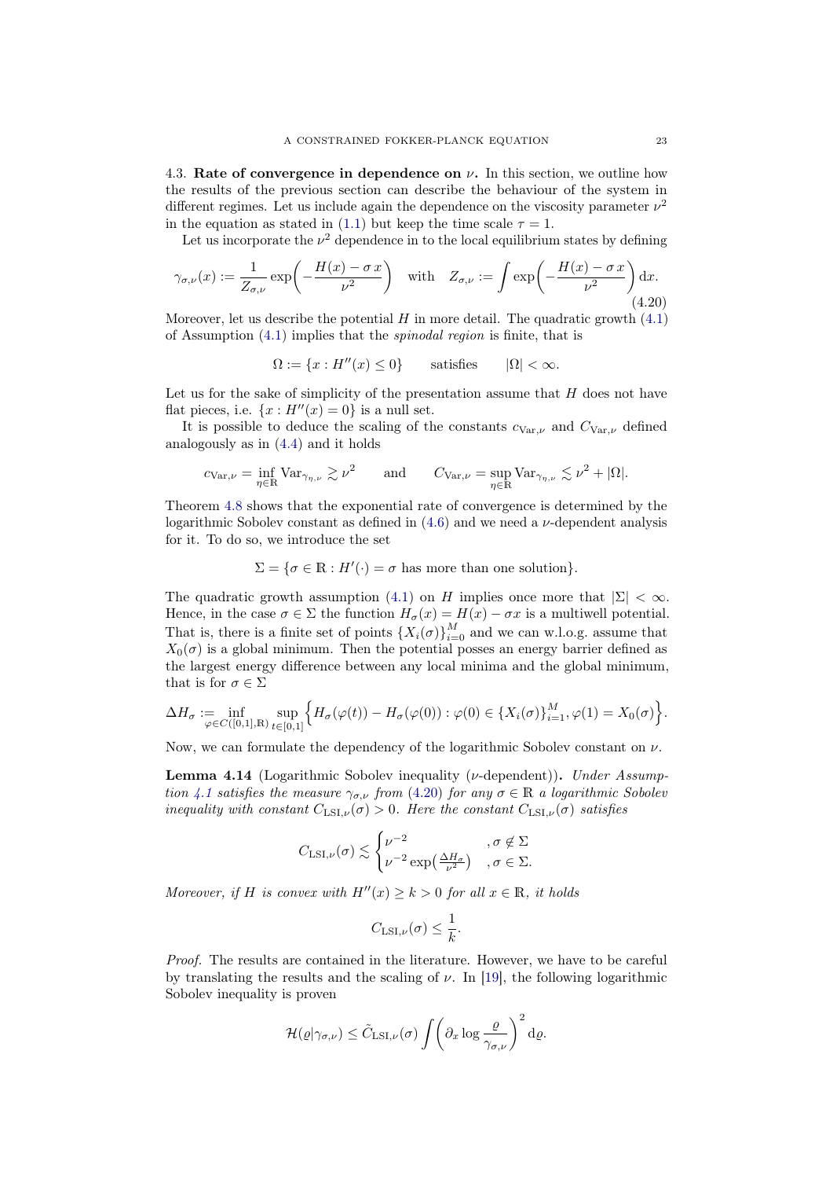4.3. **Rate of convergence in dependence on $\nu$.** In this section, we outline how the results of the previous section can describe the behaviour of the system in different regimes. Let us include again the dependence on the viscosity parameter $\nu^2$ in the equation as stated in (1.1) but keep the time scale $\tau = 1$.

Let us incorporate the $\nu^2$ dependence in to the local equilibrium states by defining

$$\gamma_{\sigma,\nu}(x) := \frac{1}{Z_{\sigma,\nu}} \exp\left(-\frac{H(x) - \sigma\, x}{\nu^2}\right) \quad \text{with} \quad Z_{\sigma,\nu} := \int \exp\left(-\frac{H(x) - \sigma\, x}{\nu^2}\right) \mathrm{d}x. \tag{4.20}$$

Moreover, let us describe the potential $H$ in more detail. The quadratic growth (4.1) of Assumption (4.1) implies that the *spinodal region* is finite, that is

$$\Omega := \{x : H''(x) \leq 0\} \qquad \text{satisfies} \qquad |\Omega| < \infty.$$

Let us for the sake of simplicity of the presentation assume that $H$ does not have flat pieces, i.e. $\{x : H''(x) = 0\}$ is a null set.

It is possible to deduce the scaling of the constants $c_{\mathrm{Var},\nu}$ and $C_{\mathrm{Var},\nu}$ defined analogously as in (4.4) and it holds

$$c_{\mathrm{Var},\nu} = \inf_{\eta \in \mathbb{R}} \mathrm{Var}_{\gamma_{\eta,\nu}} \gtrsim \nu^2 \qquad \text{and} \qquad C_{\mathrm{Var},\nu} = \sup_{\eta \in \mathbb{R}} \mathrm{Var}_{\gamma_{\eta,\nu}} \lesssim \nu^2 + |\Omega|.$$

Theorem 4.8 shows that the exponential rate of convergence is determined by the logarithmic Sobolev constant as defined in (4.6) and we need a $\nu$-dependent analysis for it. To do so, we introduce the set

$$\Sigma = \{\sigma \in \mathbb{R} : H'(\cdot) = \sigma \text{ has more than one solution}\}.$$

The quadratic growth assumption (4.1) on $H$ implies once more that $|\Sigma| < \infty$. Hence, in the case $\sigma \in \Sigma$ the function $H_\sigma(x) = H(x) - \sigma x$ is a multiwell potential. That is, there is a finite set of points $\{X_i(\sigma)\}_{i=0}^M$ and we can w.l.o.g. assume that $X_0(\sigma)$ is a global minimum. Then the potential posses an energy barrier defined as the largest energy difference between any local minima and the global minimum, that is for $\sigma \in \Sigma$

$$\Delta H_\sigma := \inf_{\varphi \in C([0,1],\mathbb{R})} \sup_{t \in [0,1]} \Big\{ H_\sigma(\varphi(t)) - H_\sigma(\varphi(0)) : \varphi(0) \in \{X_i(\sigma)\}_{i=1}^M, \varphi(1) = X_0(\sigma) \Big\}.$$

Now, we can formulate the dependency of the logarithmic Sobolev constant on $\nu$.

**Lemma 4.14** (Logarithmic Sobolev inequality ($\nu$-dependent)). *Under Assumption 4.1 satisfies the measure $\gamma_{\sigma,\nu}$ from (4.20) for any $\sigma \in \mathbb{R}$ a logarithmic Sobolev inequality with constant $C_{\mathrm{LSI},\nu}(\sigma) > 0$. Here the constant $C_{\mathrm{LSI},\nu}(\sigma)$ satisfies*

$$C_{\mathrm{LSI},\nu}(\sigma) \lesssim \begin{cases} \nu^{-2} & , \sigma \notin \Sigma \\ \nu^{-2} \exp\left(\frac{\Delta H_\sigma}{\nu^2}\right) & , \sigma \in \Sigma. \end{cases}$$

*Moreover, if $H$ is convex with $H''(x) \geq k > 0$ for all $x \in \mathbb{R}$, it holds*

$$C_{\mathrm{LSI},\nu}(\sigma) \leq \frac{1}{k}.$$

*Proof.* The results are contained in the literature. However, we have to be careful by translating the results and the scaling of $\nu$. In [19], the following logarithmic Sobolev inequality is proven

$$\mathcal{H}(\varrho|\gamma_{\sigma,\nu}) \leq \tilde{C}_{\mathrm{LSI},\nu}(\sigma) \int \left(\partial_x \log \frac{\varrho}{\gamma_{\sigma,\nu}}\right)^2 \mathrm{d}\varrho.$$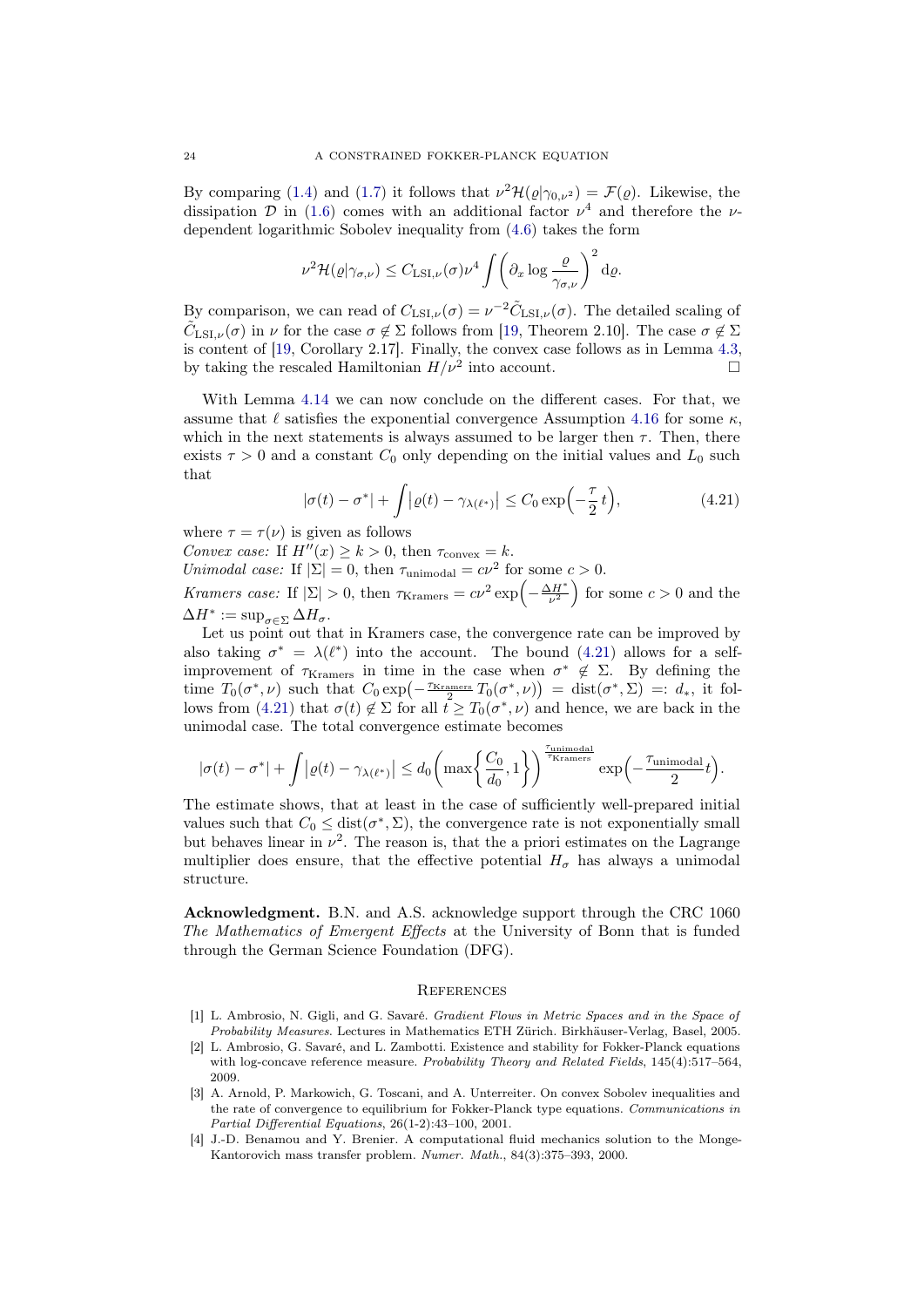By comparing (1.4) and (1.7) it follows that $\nu^2 \mathcal{H}(\varrho|\gamma_{0,\nu^2}) = \mathcal{F}(\varrho)$. Likewise, the dissipation $\mathcal{D}$ in (1.6) comes with an additional factor $\nu^4$ and therefore the $\nu$-dependent logarithmic Sobolev inequality from (4.6) takes the form

$$\nu^2 \mathcal{H}(\varrho|\gamma_{\sigma,\nu}) \leq C_{\mathrm{LSI},\nu}(\sigma)\nu^4 \int \left(\partial_x \log \frac{\varrho}{\gamma_{\sigma,\nu}}\right)^2 \mathrm{d}\varrho.$$

By comparison, we can read of $C_{\mathrm{LSI},\nu}(\sigma) = \nu^{-2}\tilde{C}_{\mathrm{LSI},\nu}(\sigma)$. The detailed scaling of $\tilde{C}_{\mathrm{LSI},\nu}(\sigma)$ in $\nu$ for the case $\sigma \notin \Sigma$ follows from [19, Theorem 2.10]. The case $\sigma \notin \Sigma$ is content of [19, Corollary 2.17]. Finally, the convex case follows as in Lemma 4.3, by taking the rescaled Hamiltonian $H/\nu^2$ into account. ☐

With Lemma 4.14 we can now conclude on the different cases. For that, we assume that $\ell$ satisfies the exponential convergence Assumption 4.16 for some $\kappa$, which in the next statements is always assumed to be larger then $\tau$. Then, there exists $\tau > 0$ and a constant $C_0$ only depending on the initial values and $L_0$ such that

$$|\sigma(t) - \sigma^*| + \int \left|\varrho(t) - \gamma_{\lambda(\ell^*)}\right| \leq C_0 \exp\Big(-\frac{\tau}{2}\, t\Big), \tag{4.21}$$

where $\tau = \tau(\nu)$ is given as follows

*Convex case:* If $H''(x) \geq k > 0$, then $\tau_{\mathrm{convex}} = k$.

*Unimodal case:* If $|\Sigma| = 0$, then $\tau_{\mathrm{unimodal}} = c\nu^2$ for some $c > 0$.

*Kramers case:* If $|\Sigma| > 0$, then $\tau_{\mathrm{Kramers}} = c\nu^2 \exp\Big(-\frac{\Delta H^*}{\nu^2}\Big)$ for some $c > 0$ and the $\Delta H^* := \sup_{\sigma\in\Sigma} \Delta H_\sigma$.

Let us point out that in Kramers case, the convergence rate can be improved by also taking $\sigma^* = \lambda(\ell^*)$ into the account. The bound (4.21) allows for a self-improvement of $\tau_{\mathrm{Kramers}}$ in time in the case when $\sigma^* \notin \Sigma$. By defining the time $T_0(\sigma^*, \nu)$ such that $C_0 \exp\big(-\frac{\tau_{\mathrm{Kramers}}}{2}\, T_0(\sigma^*, \nu)\big) = \mathrm{dist}(\sigma^*, \Sigma) =: d_*$, it follows from (4.21) that $\sigma(t) \notin \Sigma$ for all $t \geq T_0(\sigma^*, \nu)$ and hence, we are back in the unimodal case. The total convergence estimate becomes

$$|\sigma(t) - \sigma^*| + \int \left|\varrho(t) - \gamma_{\lambda(\ell^*)}\right| \leq d_0 \left(\max\left\{\frac{C_0}{d_0}, 1\right\}\right)^{\frac{\tau_{\mathrm{unimodal}}}{\tau_{\mathrm{Kramers}}}} \exp\Big(-\frac{\tau_{\mathrm{unimodal}}}{2} t\Big).$$

The estimate shows, that at least in the case of sufficiently well-prepared initial values such that $C_0 \leq \mathrm{dist}(\sigma^*, \Sigma)$, the convergence rate is not exponentially small but behaves linear in $\nu^2$. The reason is, that the a priori estimates on the Lagrange multiplier does ensure, that the effective potential $H_\sigma$ has always a unimodal structure.

**Acknowledgment.** B.N. and A.S. acknowledge support through the CRC 1060 *The Mathematics of Emergent Effects* at the University of Bonn that is funded through the German Science Foundation (DFG).

## References

[1] L. Ambrosio, N. Gigli, and G. Savaré. *Gradient Flows in Metric Spaces and in the Space of Probability Measures*. Lectures in Mathematics ETH Zürich. Birkhäuser-Verlag, Basel, 2005.

[2] L. Ambrosio, G. Savaré, and L. Zambotti. Existence and stability for Fokker-Planck equations with log-concave reference measure. *Probability Theory and Related Fields*, 145(4):517–564, 2009.

[3] A. Arnold, P. Markowich, G. Toscani, and A. Unterreiter. On convex Sobolev inequalities and the rate of convergence to equilibrium for Fokker-Planck type equations. *Communications in Partial Differential Equations*, 26(1-2):43–100, 2001.

[4] J.-D. Benamou and Y. Brenier. A computational fluid mechanics solution to the Monge-Kantorovich mass transfer problem. *Numer. Math.*, 84(3):375–393, 2000.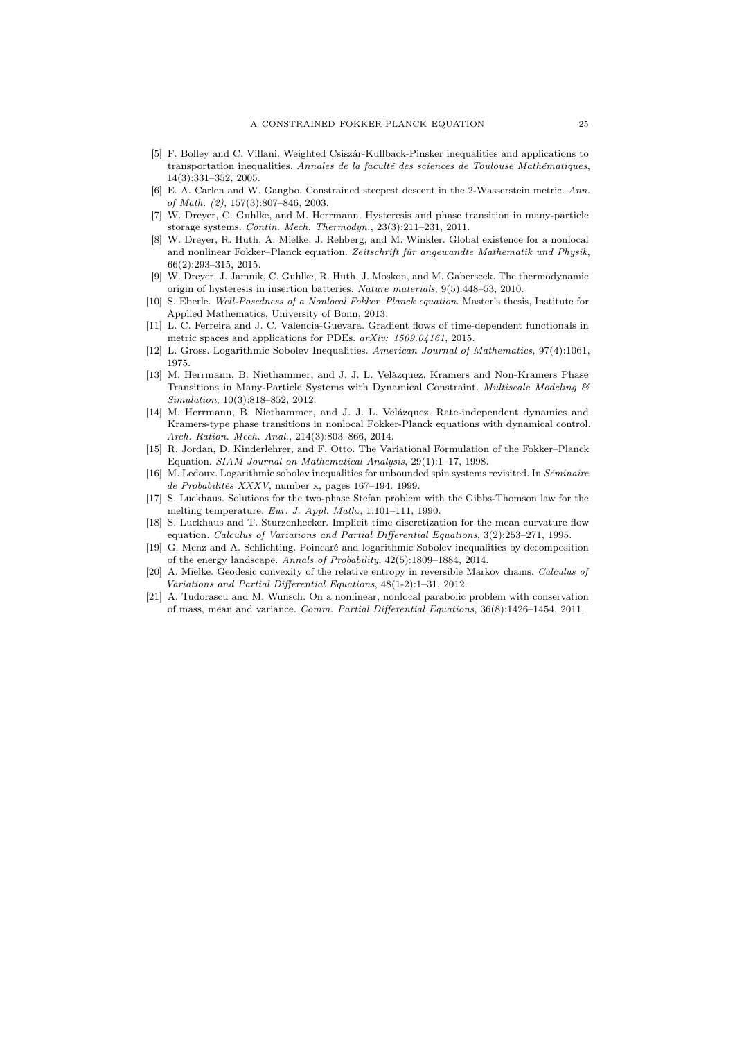[5] F. Bolley and C. Villani. Weighted Csiszár-Kullback-Pinsker inequalities and applications to transportation inequalities. *Annales de la faculté des sciences de Toulouse Mathématiques*, 14(3):331–352, 2005.

[6] E. A. Carlen and W. Gangbo. Constrained steepest descent in the 2-Wasserstein metric. *Ann. of Math. (2)*, 157(3):807–846, 2003.

[7] W. Dreyer, C. Guhlke, and M. Herrmann. Hysteresis and phase transition in many-particle storage systems. *Contin. Mech. Thermodyn.*, 23(3):211–231, 2011.

[8] W. Dreyer, R. Huth, A. Mielke, J. Rehberg, and M. Winkler. Global existence for a nonlocal and nonlinear Fokker–Planck equation. *Zeitschrift für angewandte Mathematik und Physik*, 66(2):293–315, 2015.

[9] W. Dreyer, J. Jamnik, C. Guhlke, R. Huth, J. Moskon, and M. Gaberscek. The thermodynamic origin of hysteresis in insertion batteries. *Nature materials*, 9(5):448–53, 2010.

[10] S. Eberle. *Well-Posedness of a Nonlocal Fokker–Planck equation.* Master's thesis, Institute for Applied Mathematics, University of Bonn, 2013.

[11] L. C. Ferreira and J. C. Valencia-Guevara. Gradient flows of time-dependent functionals in metric spaces and applications for PDEs. *arXiv: 1509.04161*, 2015.

[12] L. Gross. Logarithmic Sobolev Inequalities. *American Journal of Mathematics*, 97(4):1061, 1975.

[13] M. Herrmann, B. Niethammer, and J. J. L. Velázquez. Kramers and Non-Kramers Phase Transitions in Many-Particle Systems with Dynamical Constraint. *Multiscale Modeling & Simulation*, 10(3):818–852, 2012.

[14] M. Herrmann, B. Niethammer, and J. J. L. Velázquez. Rate-independent dynamics and Kramers-type phase transitions in nonlocal Fokker-Planck equations with dynamical control. *Arch. Ration. Mech. Anal.*, 214(3):803–866, 2014.

[15] R. Jordan, D. Kinderlehrer, and F. Otto. The Variational Formulation of the Fokker–Planck Equation. *SIAM Journal on Mathematical Analysis*, 29(1):1–17, 1998.

[16] M. Ledoux. Logarithmic sobolev inequalities for unbounded spin systems revisited. In *Séminaire de Probabilités XXXV*, number x, pages 167–194. 1999.

[17] S. Luckhaus. Solutions for the two-phase Stefan problem with the Gibbs-Thomson law for the melting temperature. *Eur. J. Appl. Math.*, 1:101–111, 1990.

[18] S. Luckhaus and T. Sturzenhecker. Implicit time discretization for the mean curvature flow equation. *Calculus of Variations and Partial Differential Equations*, 3(2):253–271, 1995.

[19] G. Menz and A. Schlichting. Poincaré and logarithmic Sobolev inequalities by decomposition of the energy landscape. *Annals of Probability*, 42(5):1809–1884, 2014.

[20] A. Mielke. Geodesic convexity of the relative entropy in reversible Markov chains. *Calculus of Variations and Partial Differential Equations*, 48(1-2):1–31, 2012.

[21] A. Tudorascu and M. Wunsch. On a nonlinear, nonlocal parabolic problem with conservation of mass, mean and variance. *Comm. Partial Differential Equations*, 36(8):1426–1454, 2011.